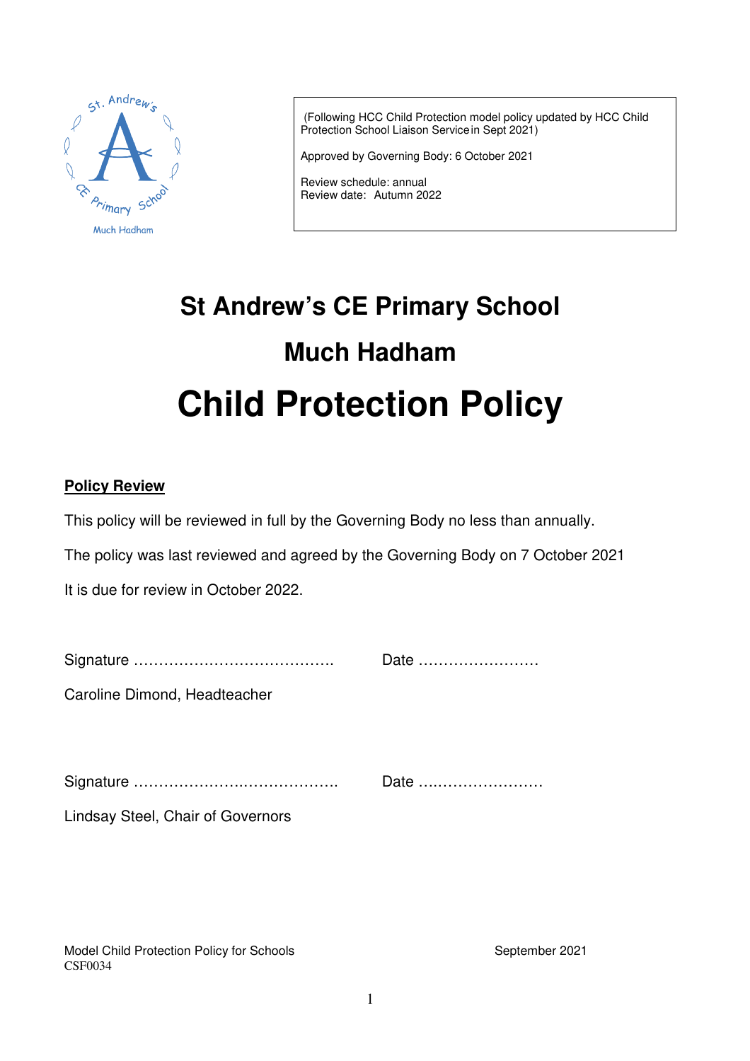(Following HCC Child Protection model policy updated by HCC Child Protection School Liaison Service in Sept 2021)

Approved by Governing Body: 6 October 2021

Review schedule: annual
Review date: Autumn 2022

# St Andrew's CE Primary School

# Much Hadham

# Child Protection Policy

**Policy Review**

This policy will be reviewed in full by the Governing Body no less than annually.

The policy was last reviewed and agreed by the Governing Body on 7 October 2021

It is due for review in October 2022.

Signature …………………………………. Date ……………………

Caroline Dimond, Headteacher

Signature …………………………………. Date ……………………

Lindsay Steel, Chair of Governors

Model Child Protection Policy for Schools September 2021
CSF0034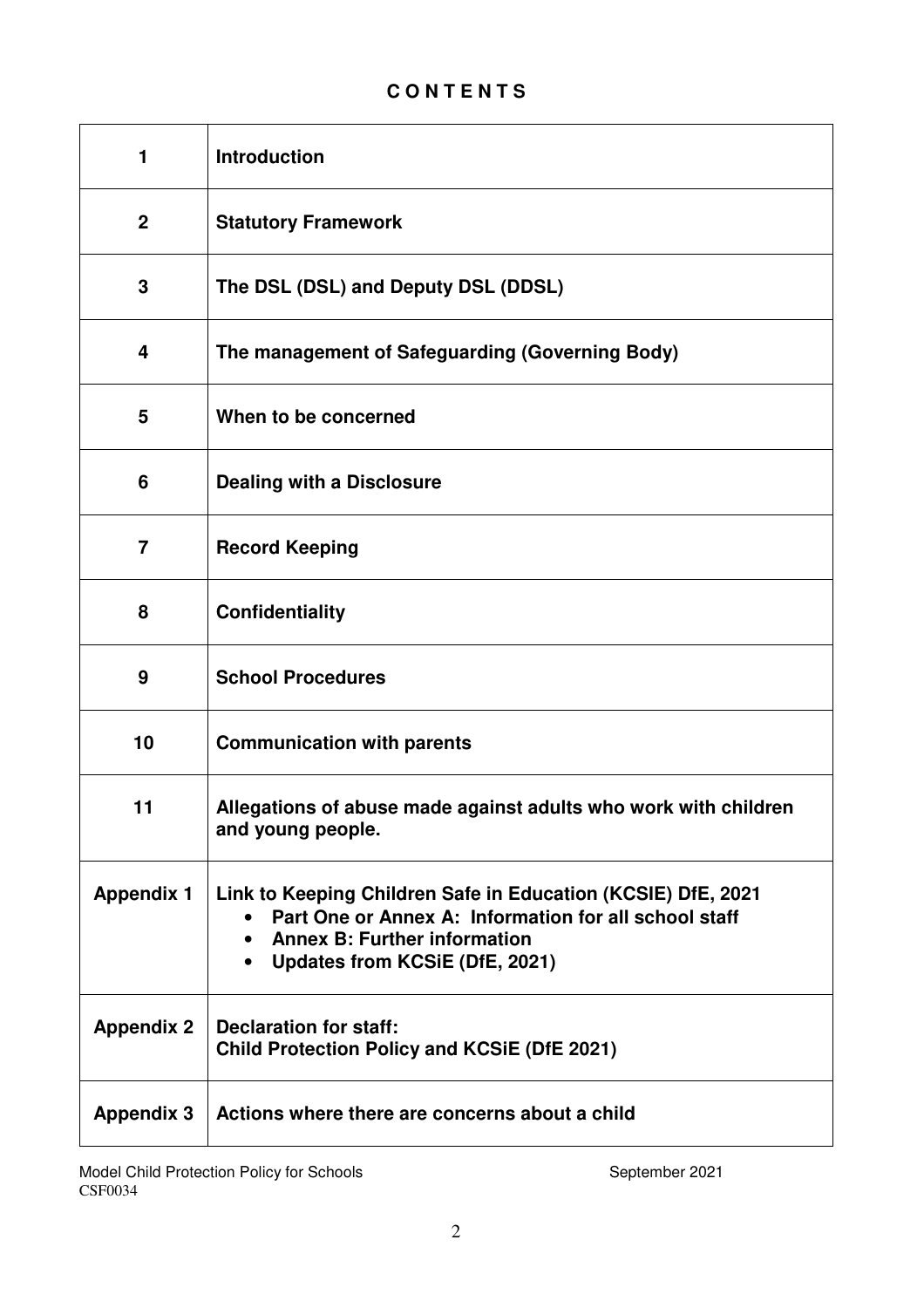# C O N T E N T S

| | |
|---|---|
| **1** | **Introduction** |
| **2** | **Statutory Framework** |
| **3** | **The DSL (DSL) and Deputy DSL (DDSL)** |
| **4** | **The management of Safeguarding (Governing Body)** |
| **5** | **When to be concerned** |
| **6** | **Dealing with a Disclosure** |
| **7** | **Record Keeping** |
| **8** | **Confidentiality** |
| **9** | **School Procedures** |
| **10** | **Communication with parents** |
| **11** | **Allegations of abuse made against adults who work with children and young people.** |
| **Appendix 1** | **Link to Keeping Children Safe in Education (KCSIE) DfE, 2021**<br>• **Part One or Annex A: Information for all school staff**<br>• **Annex B: Further information**<br>• **Updates from KCSiE (DfE, 2021)** |
| **Appendix 2** | **Declaration for staff:**<br>**Child Protection Policy and KCSiE (DfE 2021)** |
| **Appendix 3** | **Actions where there are concerns about a child** |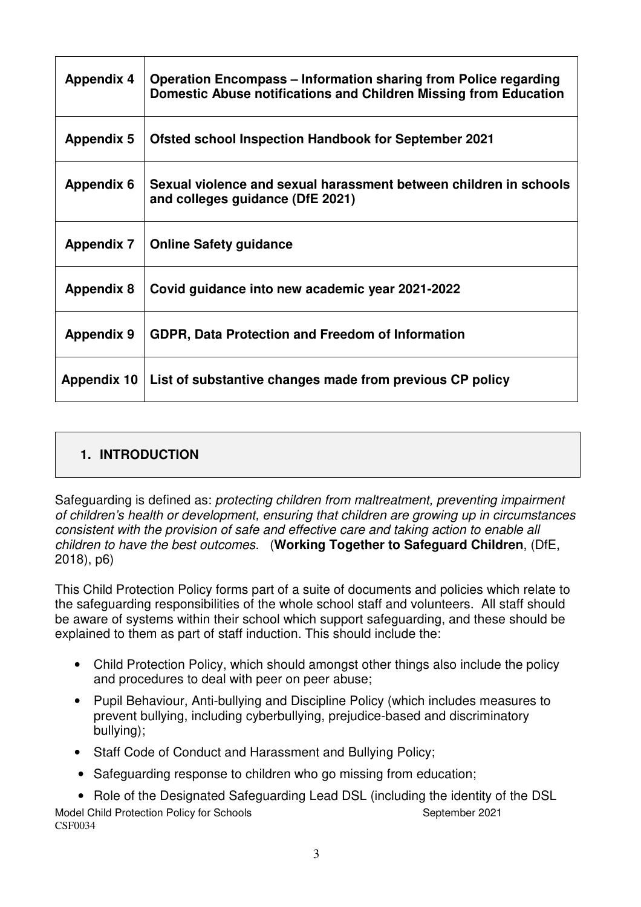| | |
|---|---|
| **Appendix 4** | **Operation Encompass – Information sharing from Police regarding Domestic Abuse notifications and Children Missing from Education** |
| **Appendix 5** | **Ofsted school Inspection Handbook for September 2021** |
| **Appendix 6** | **Sexual violence and sexual harassment between children in schools and colleges guidance (DfE 2021)** |
| **Appendix 7** | **Online Safety guidance** |
| **Appendix 8** | **Covid guidance into new academic year 2021-2022** |
| **Appendix 9** | **GDPR, Data Protection and Freedom of Information** |
| **Appendix 10** | **List of substantive changes made from previous CP policy** |

## 1. INTRODUCTION

Safeguarding is defined as: *protecting children from maltreatment, preventing impairment of children's health or development, ensuring that children are growing up in circumstances consistent with the provision of safe and effective care and taking action to enable all children to have the best outcomes.* (**Working Together to Safeguard Children**, (DfE, 2018), p6)

This Child Protection Policy forms part of a suite of documents and policies which relate to the safeguarding responsibilities of the whole school staff and volunteers. All staff should be aware of systems within their school which support safeguarding, and these should be explained to them as part of staff induction. This should include the:

- Child Protection Policy, which should amongst other things also include the policy and procedures to deal with peer on peer abuse;
- Pupil Behaviour, Anti-bullying and Discipline Policy (which includes measures to prevent bullying, including cyberbullying, prejudice-based and discriminatory bullying);
- Staff Code of Conduct and Harassment and Bullying Policy;
- Safeguarding response to children who go missing from education;
- Role of the Designated Safeguarding Lead DSL (including the identity of the DSL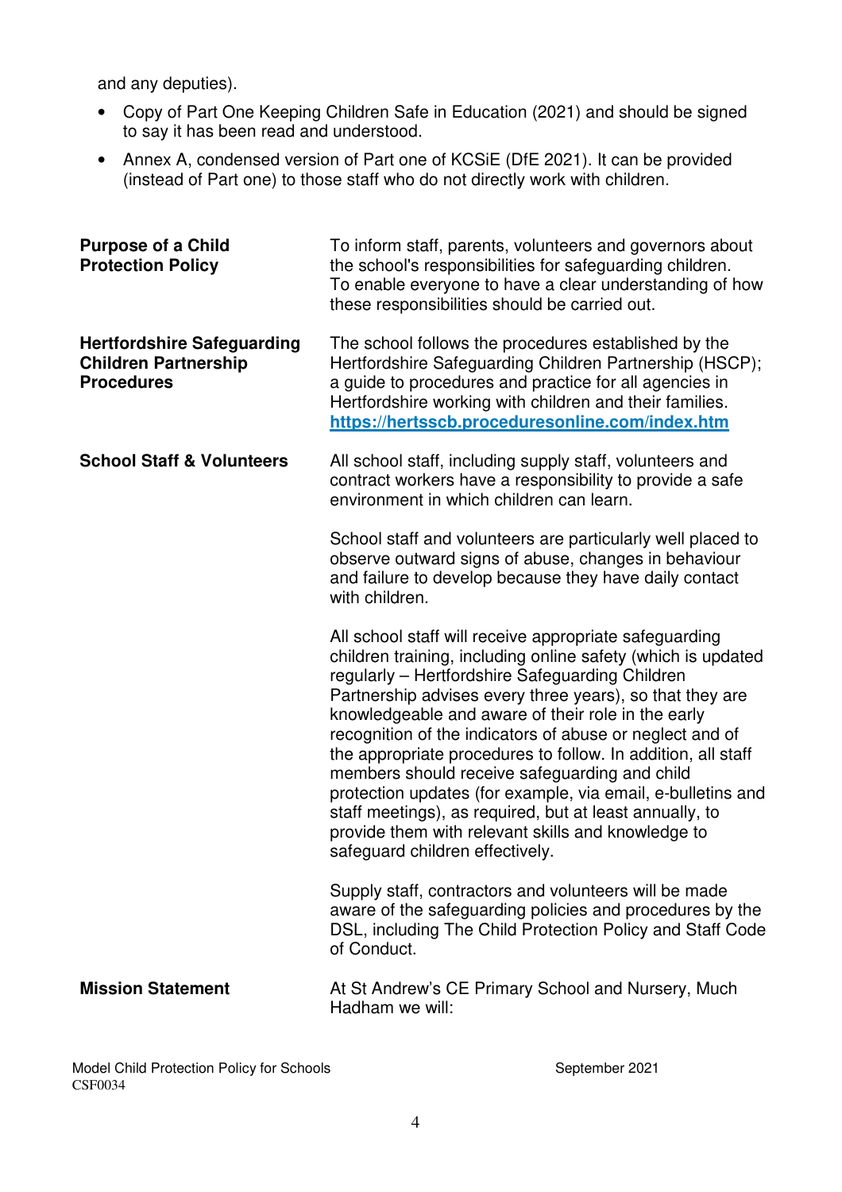and any deputies).

- Copy of Part One Keeping Children Safe in Education (2021) and should be signed to say it has been read and understood.
- Annex A, condensed version of Part one of KCSiE (DfE 2021). It can be provided (instead of Part one) to those staff who do not directly work with children.

**Purpose of a Child Protection Policy**

To inform staff, parents, volunteers and governors about the school's responsibilities for safeguarding children. To enable everyone to have a clear understanding of how these responsibilities should be carried out.

**Hertfordshire Safeguarding Children Partnership Procedures**

The school follows the procedures established by the Hertfordshire Safeguarding Children Partnership (HSCP); a guide to procedures and practice for all agencies in Hertfordshire working with children and their families. **https://hertsscb.proceduresonline.com/index.htm**

**School Staff & Volunteers**

All school staff, including supply staff, volunteers and contract workers have a responsibility to provide a safe environment in which children can learn.

School staff and volunteers are particularly well placed to observe outward signs of abuse, changes in behaviour and failure to develop because they have daily contact with children.

All school staff will receive appropriate safeguarding children training, including online safety (which is updated regularly – Hertfordshire Safeguarding Children Partnership advises every three years), so that they are knowledgeable and aware of their role in the early recognition of the indicators of abuse or neglect and of the appropriate procedures to follow. In addition, all staff members should receive safeguarding and child protection updates (for example, via email, e-bulletins and staff meetings), as required, but at least annually, to provide them with relevant skills and knowledge to safeguard children effectively.

Supply staff, contractors and volunteers will be made aware of the safeguarding policies and procedures by the DSL, including The Child Protection Policy and Staff Code of Conduct.

**Mission Statement**

At St Andrew's CE Primary School and Nursery, Much Hadham we will: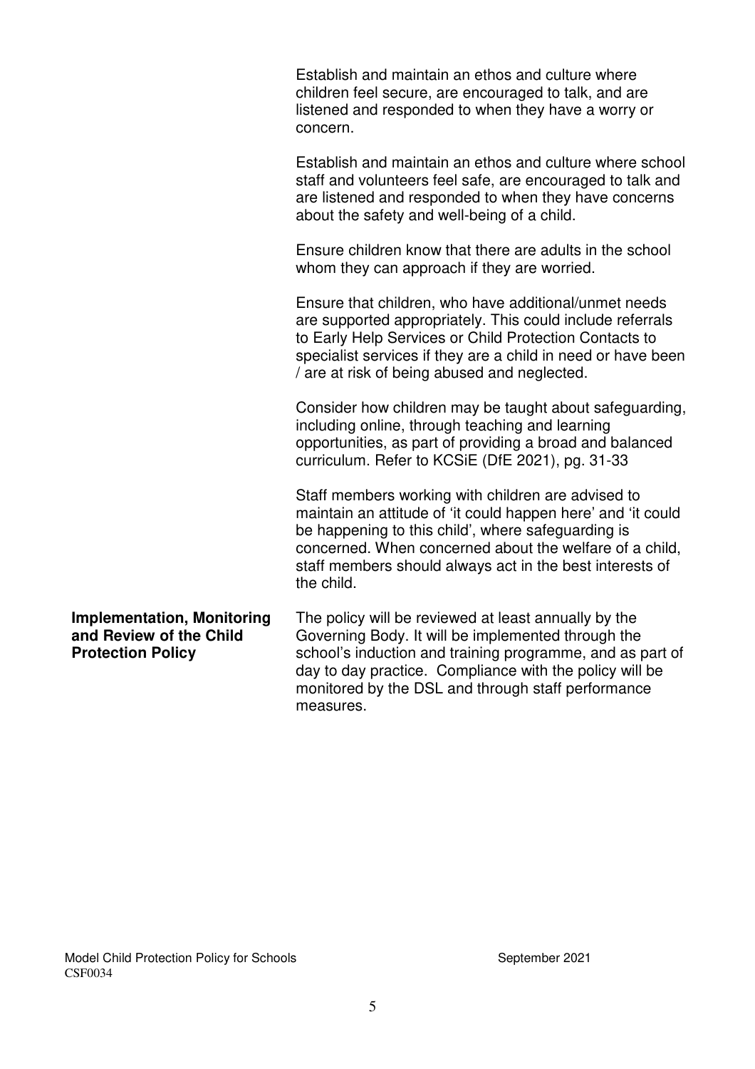Establish and maintain an ethos and culture where children feel secure, are encouraged to talk, and are listened and responded to when they have a worry or concern.

Establish and maintain an ethos and culture where school staff and volunteers feel safe, are encouraged to talk and are listened and responded to when they have concerns about the safety and well-being of a child.

Ensure children know that there are adults in the school whom they can approach if they are worried.

Ensure that children, who have additional/unmet needs are supported appropriately. This could include referrals to Early Help Services or Child Protection Contacts to specialist services if they are a child in need or have been / are at risk of being abused and neglected.

Consider how children may be taught about safeguarding, including online, through teaching and learning opportunities, as part of providing a broad and balanced curriculum. Refer to KCSiE (DfE 2021), pg. 31-33

Staff members working with children are advised to maintain an attitude of 'it could happen here' and 'it could be happening to this child', where safeguarding is concerned. When concerned about the welfare of a child, staff members should always act in the best interests of the child.

**Implementation, Monitoring and Review of the Child Protection Policy**

The policy will be reviewed at least annually by the Governing Body. It will be implemented through the school's induction and training programme, and as part of day to day practice. Compliance with the policy will be monitored by the DSL and through staff performance measures.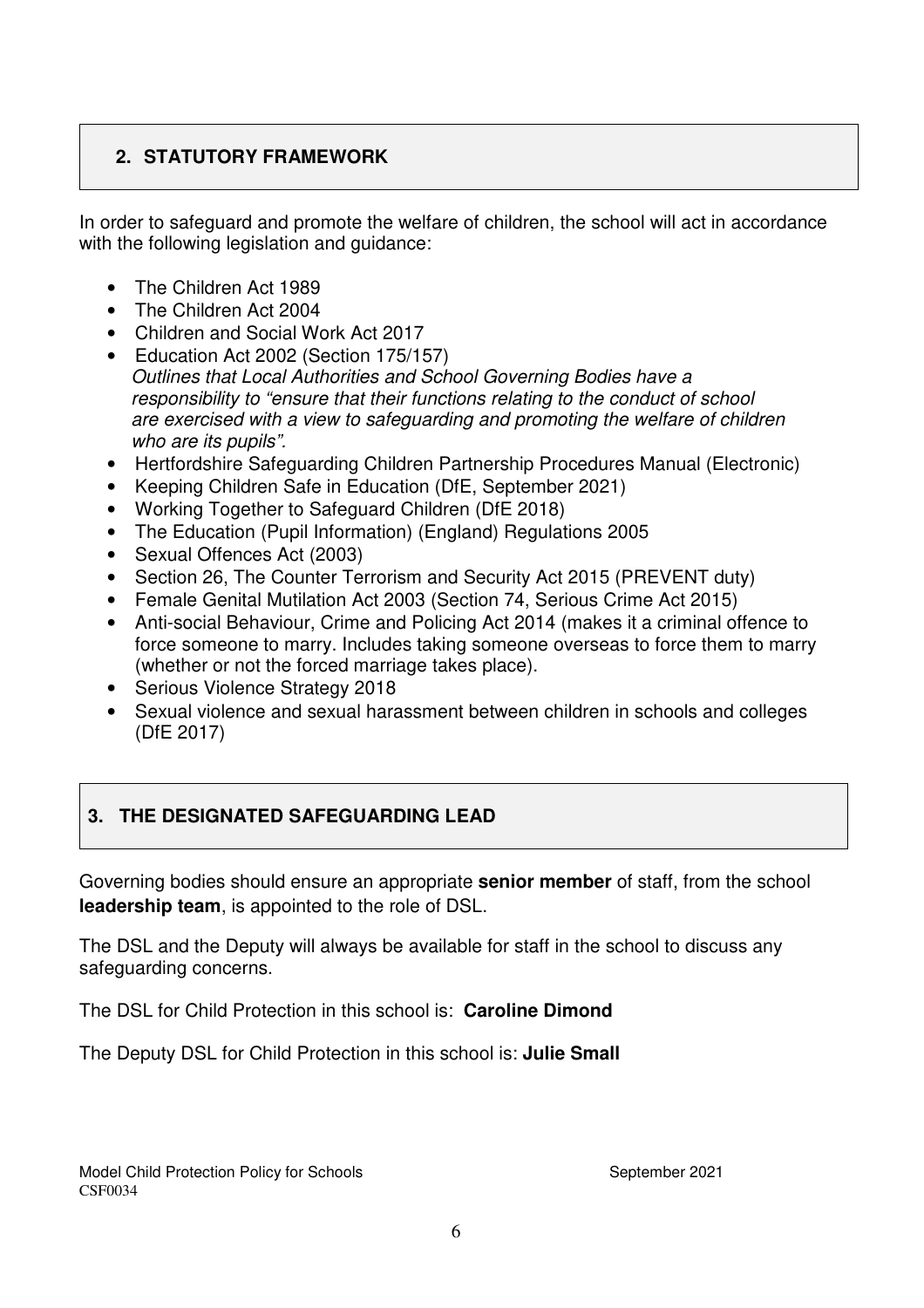## 2. STATUTORY FRAMEWORK

In order to safeguard and promote the welfare of children, the school will act in accordance with the following legislation and guidance:

- The Children Act 1989
- The Children Act 2004
- Children and Social Work Act 2017
- Education Act 2002 (Section 175/157)
  *Outlines that Local Authorities and School Governing Bodies have a responsibility to "ensure that their functions relating to the conduct of school are exercised with a view to safeguarding and promoting the welfare of children who are its pupils".*
- Hertfordshire Safeguarding Children Partnership Procedures Manual (Electronic)
- Keeping Children Safe in Education (DfE, September 2021)
- Working Together to Safeguard Children (DfE 2018)
- The Education (Pupil Information) (England) Regulations 2005
- Sexual Offences Act (2003)
- Section 26, The Counter Terrorism and Security Act 2015 (PREVENT duty)
- Female Genital Mutilation Act 2003 (Section 74, Serious Crime Act 2015)
- Anti-social Behaviour, Crime and Policing Act 2014 (makes it a criminal offence to force someone to marry. Includes taking someone overseas to force them to marry (whether or not the forced marriage takes place).
- Serious Violence Strategy 2018
- Sexual violence and sexual harassment between children in schools and colleges (DfE 2017)

## 3. THE DESIGNATED SAFEGUARDING LEAD

Governing bodies should ensure an appropriate **senior member** of staff, from the school **leadership team**, is appointed to the role of DSL.

The DSL and the Deputy will always be available for staff in the school to discuss any safeguarding concerns.

The DSL for Child Protection in this school is: **Caroline Dimond**

The Deputy DSL for Child Protection in this school is: **Julie Small**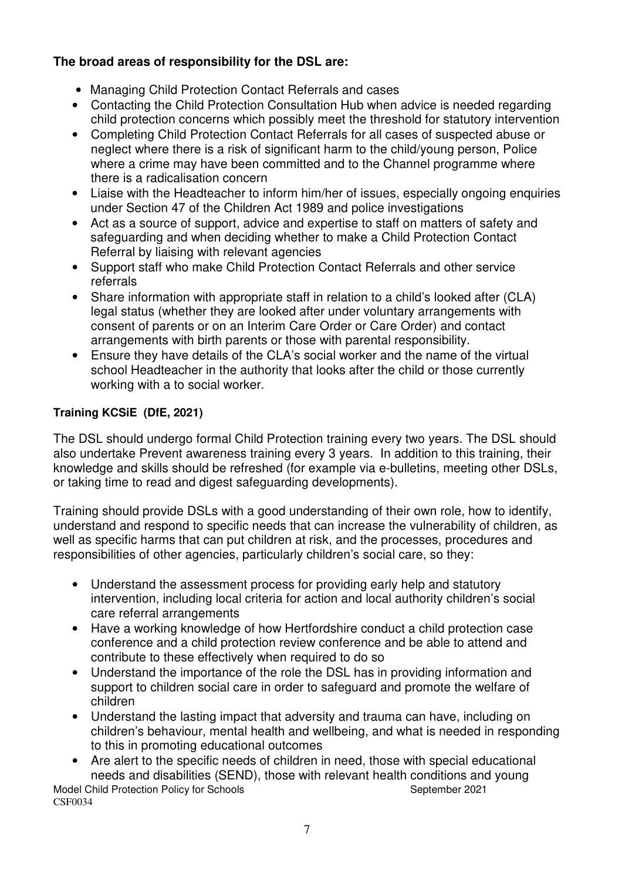**The broad areas of responsibility for the DSL are:**

- Managing Child Protection Contact Referrals and cases
- Contacting the Child Protection Consultation Hub when advice is needed regarding child protection concerns which possibly meet the threshold for statutory intervention
- Completing Child Protection Contact Referrals for all cases of suspected abuse or neglect where there is a risk of significant harm to the child/young person, Police where a crime may have been committed and to the Channel programme where there is a radicalisation concern
- Liaise with the Headteacher to inform him/her of issues, especially ongoing enquiries under Section 47 of the Children Act 1989 and police investigations
- Act as a source of support, advice and expertise to staff on matters of safety and safeguarding and when deciding whether to make a Child Protection Contact Referral by liaising with relevant agencies
- Support staff who make Child Protection Contact Referrals and other service referrals
- Share information with appropriate staff in relation to a child's looked after (CLA) legal status (whether they are looked after under voluntary arrangements with consent of parents or on an Interim Care Order or Care Order) and contact arrangements with birth parents or those with parental responsibility.
- Ensure they have details of the CLA's social worker and the name of the virtual school Headteacher in the authority that looks after the child or those currently working with a to social worker.

**Training KCSiE (DfE, 2021)**

The DSL should undergo formal Child Protection training every two years. The DSL should also undertake Prevent awareness training every 3 years. In addition to this training, their knowledge and skills should be refreshed (for example via e-bulletins, meeting other DSLs, or taking time to read and digest safeguarding developments).

Training should provide DSLs with a good understanding of their own role, how to identify, understand and respond to specific needs that can increase the vulnerability of children, as well as specific harms that can put children at risk, and the processes, procedures and responsibilities of other agencies, particularly children's social care, so they:

- Understand the assessment process for providing early help and statutory intervention, including local criteria for action and local authority children's social care referral arrangements
- Have a working knowledge of how Hertfordshire conduct a child protection case conference and a child protection review conference and be able to attend and contribute to these effectively when required to do so
- Understand the importance of the role the DSL has in providing information and support to children social care in order to safeguard and promote the welfare of children
- Understand the lasting impact that adversity and trauma can have, including on children's behaviour, mental health and wellbeing, and what is needed in responding to this in promoting educational outcomes
- Are alert to the specific needs of children in need, those with special educational needs and disabilities (SEND), those with relevant health conditions and young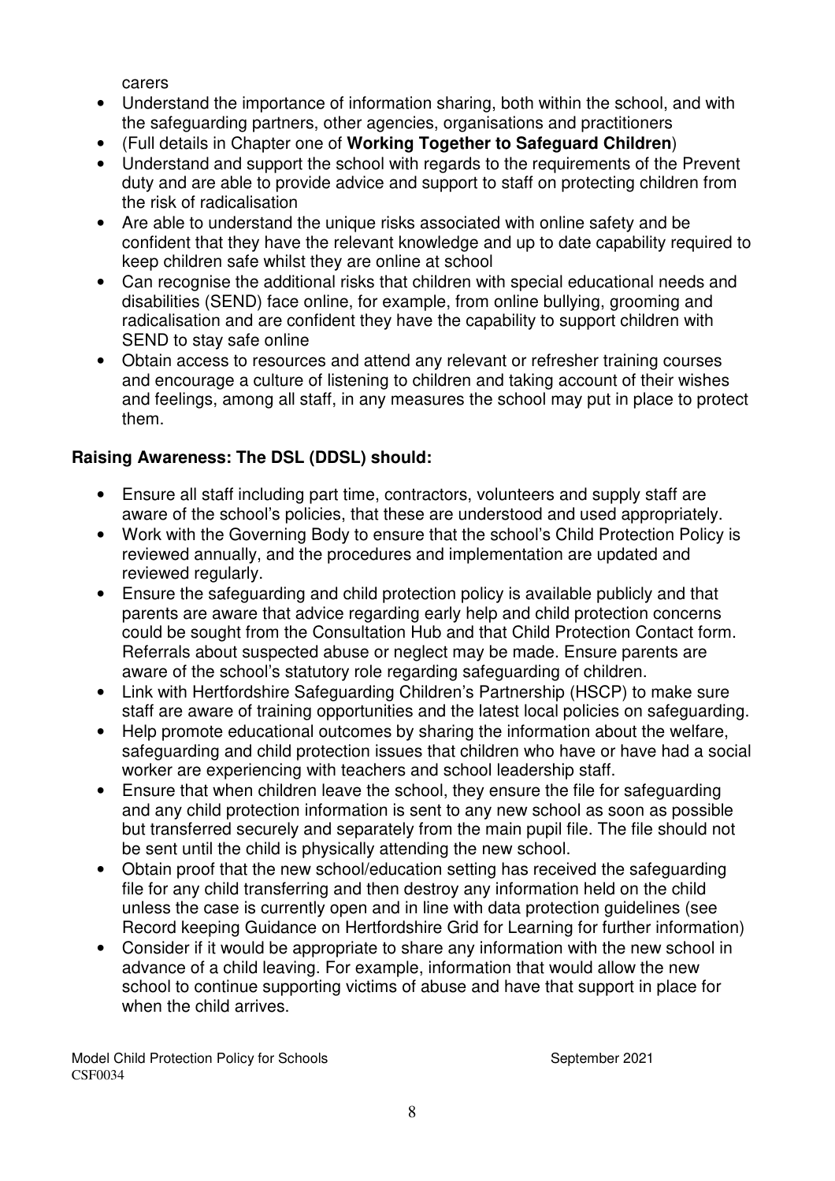carers

- Understand the importance of information sharing, both within the school, and with the safeguarding partners, other agencies, organisations and practitioners
- (Full details in Chapter one of **Working Together to Safeguard Children**)
- Understand and support the school with regards to the requirements of the Prevent duty and are able to provide advice and support to staff on protecting children from the risk of radicalisation
- Are able to understand the unique risks associated with online safety and be confident that they have the relevant knowledge and up to date capability required to keep children safe whilst they are online at school
- Can recognise the additional risks that children with special educational needs and disabilities (SEND) face online, for example, from online bullying, grooming and radicalisation and are confident they have the capability to support children with SEND to stay safe online
- Obtain access to resources and attend any relevant or refresher training courses and encourage a culture of listening to children and taking account of their wishes and feelings, among all staff, in any measures the school may put in place to protect them.

**Raising Awareness: The DSL (DDSL) should:**

- Ensure all staff including part time, contractors, volunteers and supply staff are aware of the school's policies, that these are understood and used appropriately.
- Work with the Governing Body to ensure that the school's Child Protection Policy is reviewed annually, and the procedures and implementation are updated and reviewed regularly.
- Ensure the safeguarding and child protection policy is available publicly and that parents are aware that advice regarding early help and child protection concerns could be sought from the Consultation Hub and that Child Protection Contact form. Referrals about suspected abuse or neglect may be made. Ensure parents are aware of the school's statutory role regarding safeguarding of children.
- Link with Hertfordshire Safeguarding Children's Partnership (HSCP) to make sure staff are aware of training opportunities and the latest local policies on safeguarding.
- Help promote educational outcomes by sharing the information about the welfare, safeguarding and child protection issues that children who have or have had a social worker are experiencing with teachers and school leadership staff.
- Ensure that when children leave the school, they ensure the file for safeguarding and any child protection information is sent to any new school as soon as possible but transferred securely and separately from the main pupil file. The file should not be sent until the child is physically attending the new school.
- Obtain proof that the new school/education setting has received the safeguarding file for any child transferring and then destroy any information held on the child unless the case is currently open and in line with data protection guidelines (see Record keeping Guidance on Hertfordshire Grid for Learning for further information)
- Consider if it would be appropriate to share any information with the new school in advance of a child leaving. For example, information that would allow the new school to continue supporting victims of abuse and have that support in place for when the child arrives.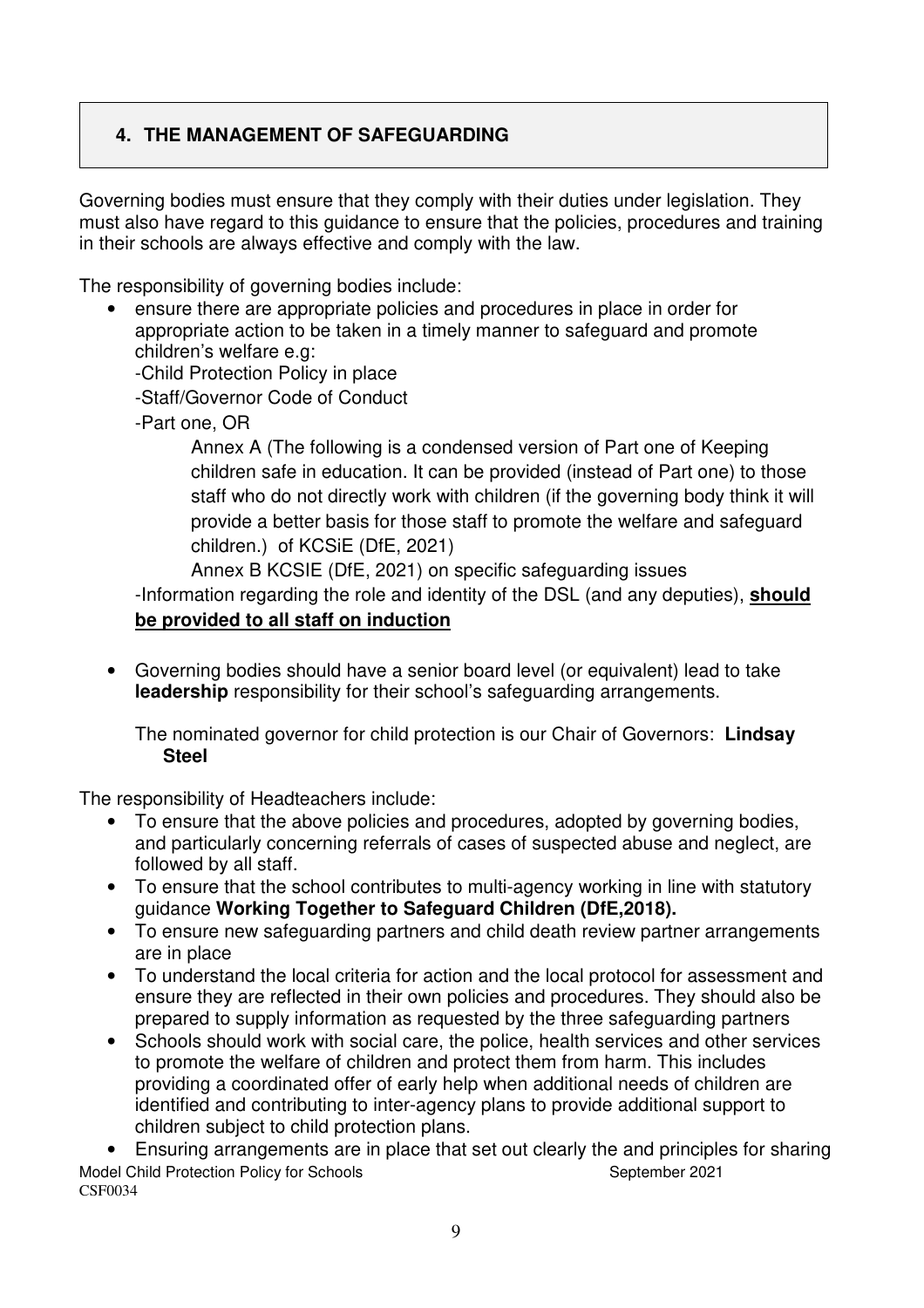## 4. THE MANAGEMENT OF SAFEGUARDING

Governing bodies must ensure that they comply with their duties under legislation. They must also have regard to this guidance to ensure that the policies, procedures and training in their schools are always effective and comply with the law.

The responsibility of governing bodies include:

- ensure there are appropriate policies and procedures in place in order for appropriate action to be taken in a timely manner to safeguard and promote children's welfare e.g:
  - -Child Protection Policy in place
  - -Staff/Governor Code of Conduct
  - -Part one, OR

    Annex A (The following is a condensed version of Part one of Keeping children safe in education. It can be provided (instead of Part one) to those staff who do not directly work with children (if the governing body think it will provide a better basis for those staff to promote the welfare and safeguard children.) of KCSiE (DfE, 2021)

    Annex B KCSIE (DfE, 2021) on specific safeguarding issues
  - -Information regarding the role and identity of the DSL (and any deputies), **should be provided to all staff on induction**

- Governing bodies should have a senior board level (or equivalent) lead to take **leadership** responsibility for their school's safeguarding arrangements.

  The nominated governor for child protection is our Chair of Governors: **Lindsay Steel**

The responsibility of Headteachers include:

- To ensure that the above policies and procedures, adopted by governing bodies, and particularly concerning referrals of cases of suspected abuse and neglect, are followed by all staff.
- To ensure that the school contributes to multi-agency working in line with statutory guidance **Working Together to Safeguard Children (DfE,2018).**
- To ensure new safeguarding partners and child death review partner arrangements are in place
- To understand the local criteria for action and the local protocol for assessment and ensure they are reflected in their own policies and procedures. They should also be prepared to supply information as requested by the three safeguarding partners
- Schools should work with social care, the police, health services and other services to promote the welfare of children and protect them from harm. This includes providing a coordinated offer of early help when additional needs of children are identified and contributing to inter-agency plans to provide additional support to children subject to child protection plans.
- Ensuring arrangements are in place that set out clearly the and principles for sharing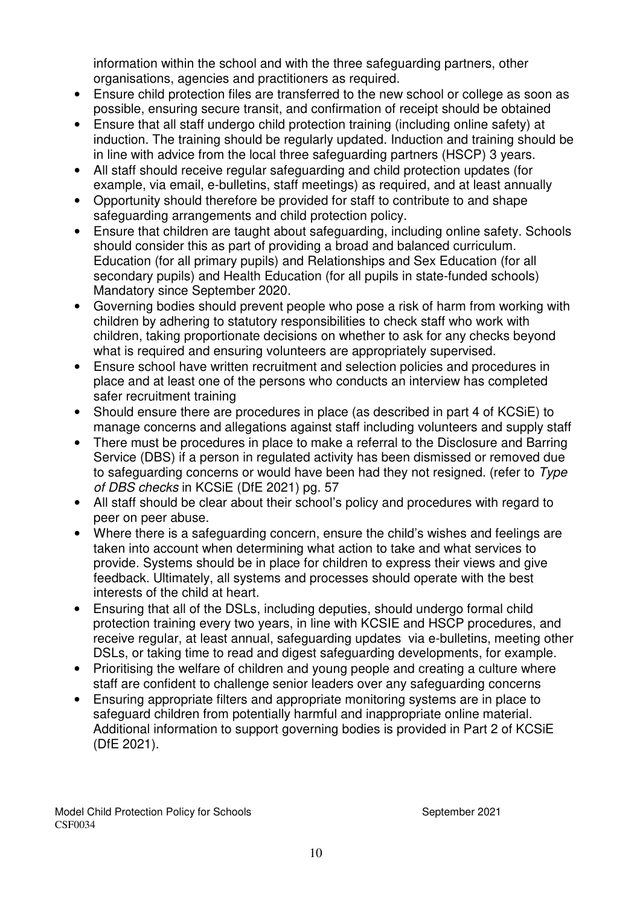information within the school and with the three safeguarding partners, other organisations, agencies and practitioners as required.

- Ensure child protection files are transferred to the new school or college as soon as possible, ensuring secure transit, and confirmation of receipt should be obtained
- Ensure that all staff undergo child protection training (including online safety) at induction. The training should be regularly updated. Induction and training should be in line with advice from the local three safeguarding partners (HSCP) 3 years.
- All staff should receive regular safeguarding and child protection updates (for example, via email, e-bulletins, staff meetings) as required, and at least annually
- Opportunity should therefore be provided for staff to contribute to and shape safeguarding arrangements and child protection policy.
- Ensure that children are taught about safeguarding, including online safety. Schools should consider this as part of providing a broad and balanced curriculum. Education (for all primary pupils) and Relationships and Sex Education (for all secondary pupils) and Health Education (for all pupils in state-funded schools) Mandatory since September 2020.
- Governing bodies should prevent people who pose a risk of harm from working with children by adhering to statutory responsibilities to check staff who work with children, taking proportionate decisions on whether to ask for any checks beyond what is required and ensuring volunteers are appropriately supervised.
- Ensure school have written recruitment and selection policies and procedures in place and at least one of the persons who conducts an interview has completed safer recruitment training
- Should ensure there are procedures in place (as described in part 4 of KCSiE) to manage concerns and allegations against staff including volunteers and supply staff
- There must be procedures in place to make a referral to the Disclosure and Barring Service (DBS) if a person in regulated activity has been dismissed or removed due to safeguarding concerns or would have been had they not resigned. (refer to *Type of DBS checks* in KCSiE (DfE 2021) pg. 57
- All staff should be clear about their school's policy and procedures with regard to peer on peer abuse.
- Where there is a safeguarding concern, ensure the child's wishes and feelings are taken into account when determining what action to take and what services to provide. Systems should be in place for children to express their views and give feedback. Ultimately, all systems and processes should operate with the best interests of the child at heart.
- Ensuring that all of the DSLs, including deputies, should undergo formal child protection training every two years, in line with KCSIE and HSCP procedures, and receive regular, at least annual, safeguarding updates via e-bulletins, meeting other DSLs, or taking time to read and digest safeguarding developments, for example.
- Prioritising the welfare of children and young people and creating a culture where staff are confident to challenge senior leaders over any safeguarding concerns
- Ensuring appropriate filters and appropriate monitoring systems are in place to safeguard children from potentially harmful and inappropriate online material. Additional information to support governing bodies is provided in Part 2 of KCSiE (DfE 2021).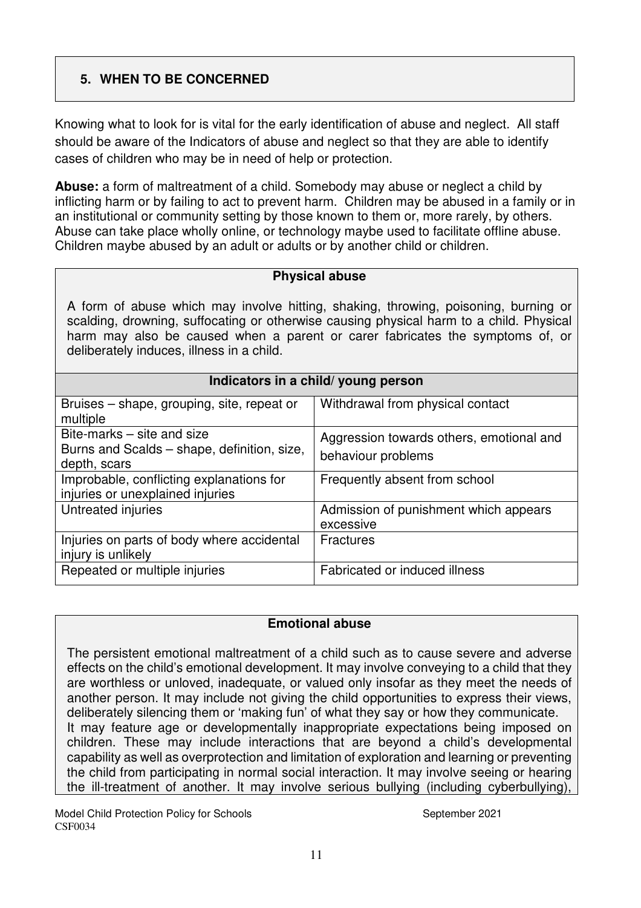## 5. WHEN TO BE CONCERNED

Knowing what to look for is vital for the early identification of abuse and neglect. All staff should be aware of the Indicators of abuse and neglect so that they are able to identify cases of children who may be in need of help or protection.

**Abuse:** a form of maltreatment of a child. Somebody may abuse or neglect a child by inflicting harm or by failing to act to prevent harm. Children may be abused in a family or in an institutional or community setting by those known to them or, more rarely, by others. Abuse can take place wholly online, or technology maybe used to facilitate offline abuse. Children maybe abused by an adult or adults or by another child or children.

### Physical abuse

A form of abuse which may involve hitting, shaking, throwing, poisoning, burning or scalding, drowning, suffocating or otherwise causing physical harm to a child. Physical harm may also be caused when a parent or carer fabricates the symptoms of, or deliberately induces, illness in a child.

| Indicators in a child/ young person | |
|---|---|
| Bruises – shape, grouping, site, repeat or multiple | Withdrawal from physical contact |
| Bite-marks – site and size<br>Burns and Scalds – shape, definition, size, depth, scars | Aggression towards others, emotional and behaviour problems |
| Improbable, conflicting explanations for injuries or unexplained injuries | Frequently absent from school |
| Untreated injuries | Admission of punishment which appears excessive |
| Injuries on parts of body where accidental injury is unlikely | Fractures |
| Repeated or multiple injuries | Fabricated or induced illness |

### Emotional abuse

The persistent emotional maltreatment of a child such as to cause severe and adverse effects on the child's emotional development. It may involve conveying to a child that they are worthless or unloved, inadequate, or valued only insofar as they meet the needs of another person. It may include not giving the child opportunities to express their views, deliberately silencing them or 'making fun' of what they say or how they communicate.
It may feature age or developmentally inappropriate expectations being imposed on children. These may include interactions that are beyond a child's developmental capability as well as overprotection and limitation of exploration and learning or preventing the child from participating in normal social interaction. It may involve seeing or hearing the ill-treatment of another. It may involve serious bullying (including cyberbullying),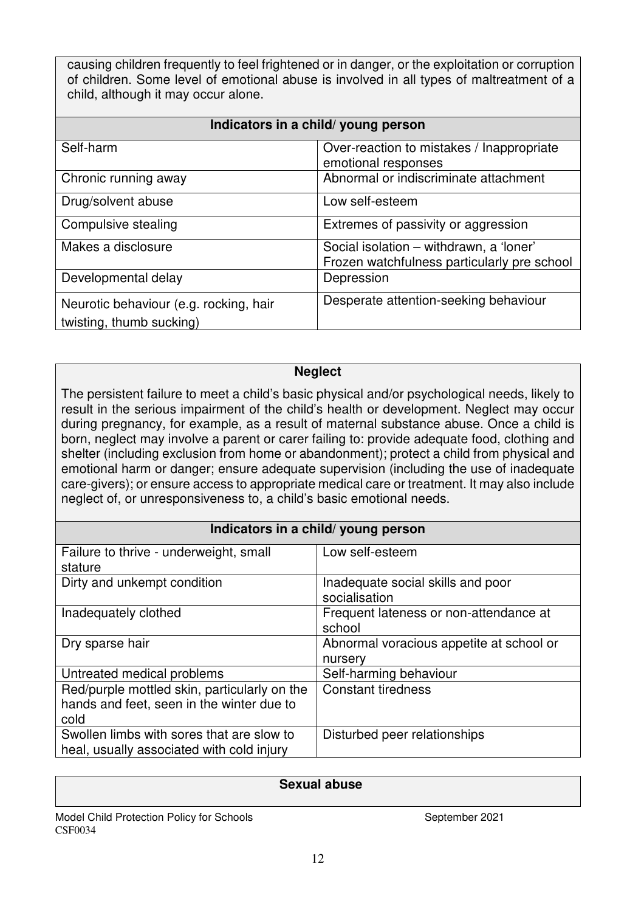causing children frequently to feel frightened or in danger, or the exploitation or corruption of children. Some level of emotional abuse is involved in all types of maltreatment of a child, although it may occur alone.

| Indicators in a child/ young person | |
|---|---|
| Self-harm | Over-reaction to mistakes / Inappropriate emotional responses |
| Chronic running away | Abnormal or indiscriminate attachment |
| Drug/solvent abuse | Low self-esteem |
| Compulsive stealing | Extremes of passivity or aggression |
| Makes a disclosure | Social isolation – withdrawn, a 'loner' Frozen watchfulness particularly pre school |
| Developmental delay | Depression |
| Neurotic behaviour (e.g. rocking, hair twisting, thumb sucking) | Desperate attention-seeking behaviour |

**Neglect**

The persistent failure to meet a child's basic physical and/or psychological needs, likely to result in the serious impairment of the child's health or development. Neglect may occur during pregnancy, for example, as a result of maternal substance abuse. Once a child is born, neglect may involve a parent or carer failing to: provide adequate food, clothing and shelter (including exclusion from home or abandonment); protect a child from physical and emotional harm or danger; ensure adequate supervision (including the use of inadequate care-givers); or ensure access to appropriate medical care or treatment. It may also include neglect of, or unresponsiveness to, a child's basic emotional needs.

| Indicators in a child/ young person | |
|---|---|
| Failure to thrive - underweight, small stature | Low self-esteem |
| Dirty and unkempt condition | Inadequate social skills and poor socialisation |
| Inadequately clothed | Frequent lateness or non-attendance at school |
| Dry sparse hair | Abnormal voracious appetite at school or nursery |
| Untreated medical problems | Self-harming behaviour |
| Red/purple mottled skin, particularly on the hands and feet, seen in the winter due to cold | Constant tiredness |
| Swollen limbs with sores that are slow to heal, usually associated with cold injury | Disturbed peer relationships |

**Sexual abuse**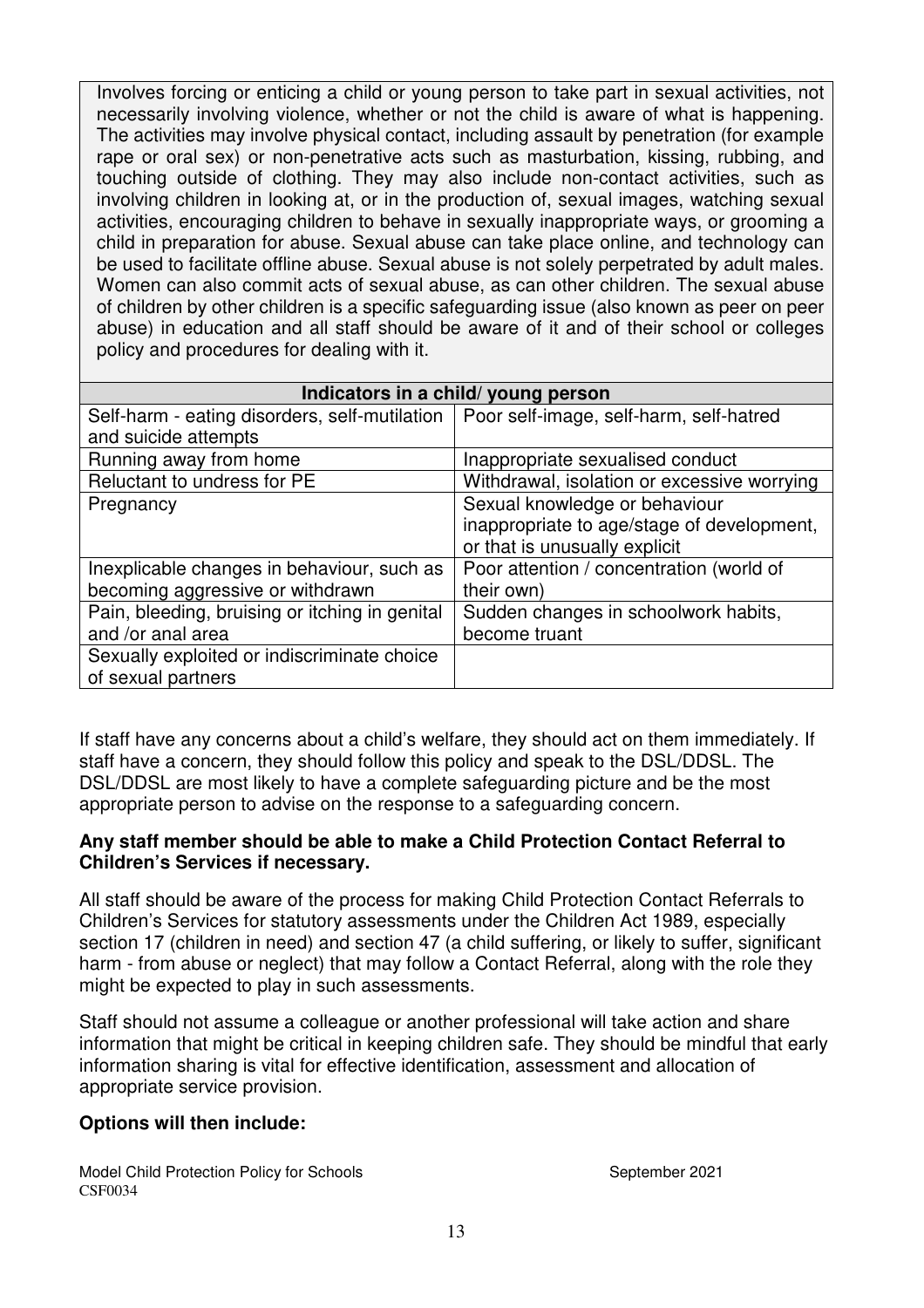Involves forcing or enticing a child or young person to take part in sexual activities, not necessarily involving violence, whether or not the child is aware of what is happening. The activities may involve physical contact, including assault by penetration (for example rape or oral sex) or non-penetrative acts such as masturbation, kissing, rubbing, and touching outside of clothing. They may also include non-contact activities, such as involving children in looking at, or in the production of, sexual images, watching sexual activities, encouraging children to behave in sexually inappropriate ways, or grooming a child in preparation for abuse. Sexual abuse can take place online, and technology can be used to facilitate offline abuse. Sexual abuse is not solely perpetrated by adult males. Women can also commit acts of sexual abuse, as can other children. The sexual abuse of children by other children is a specific safeguarding issue (also known as peer on peer abuse) in education and all staff should be aware of it and of their school or colleges policy and procedures for dealing with it.

| **Indicators in a child/ young person** | |
|---|---|
| Self-harm - eating disorders, self-mutilation and suicide attempts | Poor self-image, self-harm, self-hatred |
| Running away from home | Inappropriate sexualised conduct |
| Reluctant to undress for PE | Withdrawal, isolation or excessive worrying |
| Pregnancy | Sexual knowledge or behaviour inappropriate to age/stage of development, or that is unusually explicit |
| Inexplicable changes in behaviour, such as becoming aggressive or withdrawn | Poor attention / concentration (world of their own) |
| Pain, bleeding, bruising or itching in genital and /or anal area | Sudden changes in schoolwork habits, become truant |
| Sexually exploited or indiscriminate choice of sexual partners | |

If staff have any concerns about a child's welfare, they should act on them immediately. If staff have a concern, they should follow this policy and speak to the DSL/DDSL. The DSL/DDSL are most likely to have a complete safeguarding picture and be the most appropriate person to advise on the response to a safeguarding concern.

**Any staff member should be able to make a Child Protection Contact Referral to Children's Services if necessary.**

All staff should be aware of the process for making Child Protection Contact Referrals to Children's Services for statutory assessments under the Children Act 1989, especially section 17 (children in need) and section 47 (a child suffering, or likely to suffer, significant harm - from abuse or neglect) that may follow a Contact Referral, along with the role they might be expected to play in such assessments.

Staff should not assume a colleague or another professional will take action and share information that might be critical in keeping children safe. They should be mindful that early information sharing is vital for effective identification, assessment and allocation of appropriate service provision.

**Options will then include:**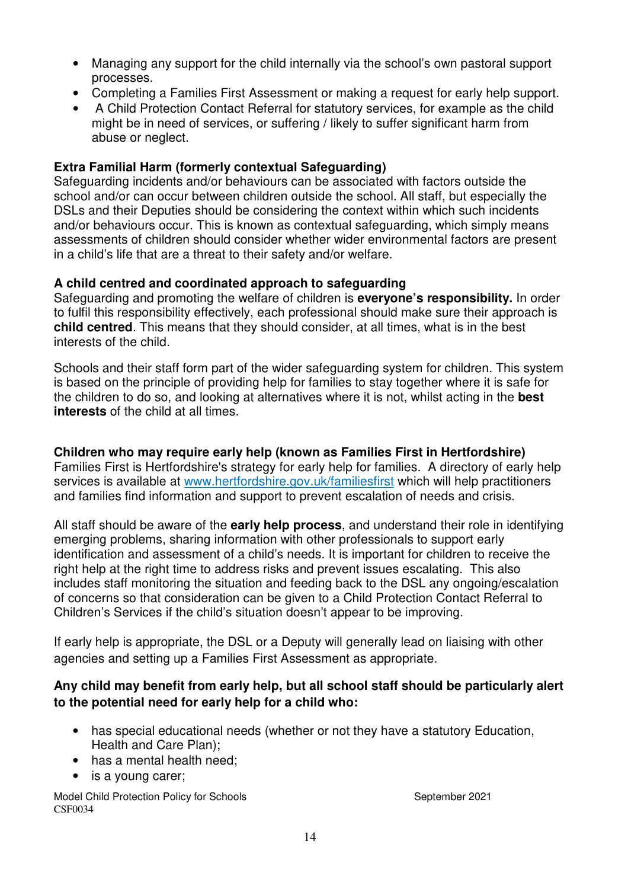- Managing any support for the child internally via the school's own pastoral support processes.
- Completing a Families First Assessment or making a request for early help support.
- A Child Protection Contact Referral for statutory services, for example as the child might be in need of services, or suffering / likely to suffer significant harm from abuse or neglect.

**Extra Familial Harm (formerly contextual Safeguarding)**
Safeguarding incidents and/or behaviours can be associated with factors outside the school and/or can occur between children outside the school. All staff, but especially the DSLs and their Deputies should be considering the context within which such incidents and/or behaviours occur. This is known as contextual safeguarding, which simply means assessments of children should consider whether wider environmental factors are present in a child's life that are a threat to their safety and/or welfare.

**A child centred and coordinated approach to safeguarding**
Safeguarding and promoting the welfare of children is **everyone's responsibility.** In order to fulfil this responsibility effectively, each professional should make sure their approach is **child centred**. This means that they should consider, at all times, what is in the best interests of the child.

Schools and their staff form part of the wider safeguarding system for children. This system is based on the principle of providing help for families to stay together where it is safe for the children to do so, and looking at alternatives where it is not, whilst acting in the **best interests** of the child at all times.

**Children who may require early help (known as Families First in Hertfordshire)**
Families First is Hertfordshire's strategy for early help for families. A directory of early help services is available at [www.hertfordshire.gov.uk/familiesfirst](www.hertfordshire.gov.uk/familiesfirst) which will help practitioners and families find information and support to prevent escalation of needs and crisis.

All staff should be aware of the **early help process**, and understand their role in identifying emerging problems, sharing information with other professionals to support early identification and assessment of a child's needs. It is important for children to receive the right help at the right time to address risks and prevent issues escalating. This also includes staff monitoring the situation and feeding back to the DSL any ongoing/escalation of concerns so that consideration can be given to a Child Protection Contact Referral to Children's Services if the child's situation doesn't appear to be improving.

If early help is appropriate, the DSL or a Deputy will generally lead on liaising with other agencies and setting up a Families First Assessment as appropriate.

**Any child may benefit from early help, but all school staff should be particularly alert to the potential need for early help for a child who:**

- has special educational needs (whether or not they have a statutory Education, Health and Care Plan);
- has a mental health need;
- is a young carer;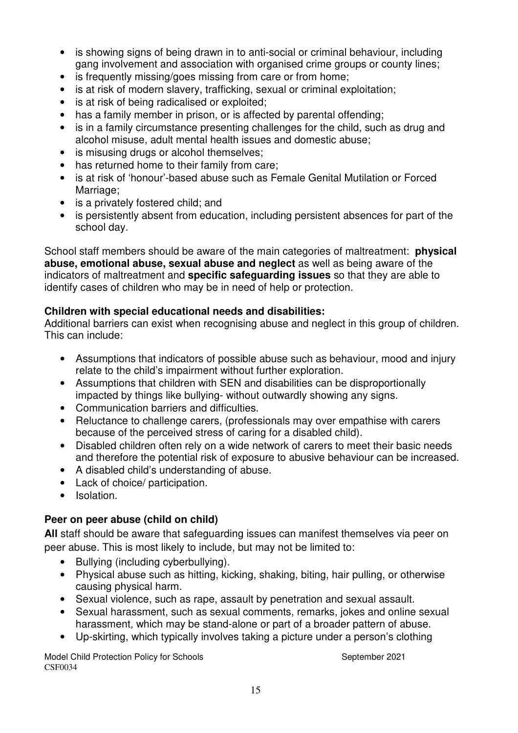- is showing signs of being drawn in to anti-social or criminal behaviour, including gang involvement and association with organised crime groups or county lines;
- is frequently missing/goes missing from care or from home;
- is at risk of modern slavery, trafficking, sexual or criminal exploitation;
- is at risk of being radicalised or exploited;
- has a family member in prison, or is affected by parental offending;
- is in a family circumstance presenting challenges for the child, such as drug and alcohol misuse, adult mental health issues and domestic abuse;
- is misusing drugs or alcohol themselves;
- has returned home to their family from care;
- is at risk of 'honour'-based abuse such as Female Genital Mutilation or Forced Marriage;
- is a privately fostered child; and
- is persistently absent from education, including persistent absences for part of the school day.

School staff members should be aware of the main categories of maltreatment: **physical abuse, emotional abuse, sexual abuse and neglect** as well as being aware of the indicators of maltreatment and **specific safeguarding issues** so that they are able to identify cases of children who may be in need of help or protection.

**Children with special educational needs and disabilities:**
Additional barriers can exist when recognising abuse and neglect in this group of children. This can include:

- Assumptions that indicators of possible abuse such as behaviour, mood and injury relate to the child's impairment without further exploration.
- Assumptions that children with SEN and disabilities can be disproportionally impacted by things like bullying- without outwardly showing any signs.
- Communication barriers and difficulties.
- Reluctance to challenge carers, (professionals may over empathise with carers because of the perceived stress of caring for a disabled child).
- Disabled children often rely on a wide network of carers to meet their basic needs and therefore the potential risk of exposure to abusive behaviour can be increased.
- A disabled child's understanding of abuse.
- Lack of choice/ participation.
- Isolation.

**Peer on peer abuse (child on child)**

**All** staff should be aware that safeguarding issues can manifest themselves via peer on peer abuse. This is most likely to include, but may not be limited to:

- Bullying (including cyberbullying).
- Physical abuse such as hitting, kicking, shaking, biting, hair pulling, or otherwise causing physical harm.
- Sexual violence, such as rape, assault by penetration and sexual assault.
- Sexual harassment, such as sexual comments, remarks, jokes and online sexual harassment, which may be stand-alone or part of a broader pattern of abuse.
- Up-skirting, which typically involves taking a picture under a person's clothing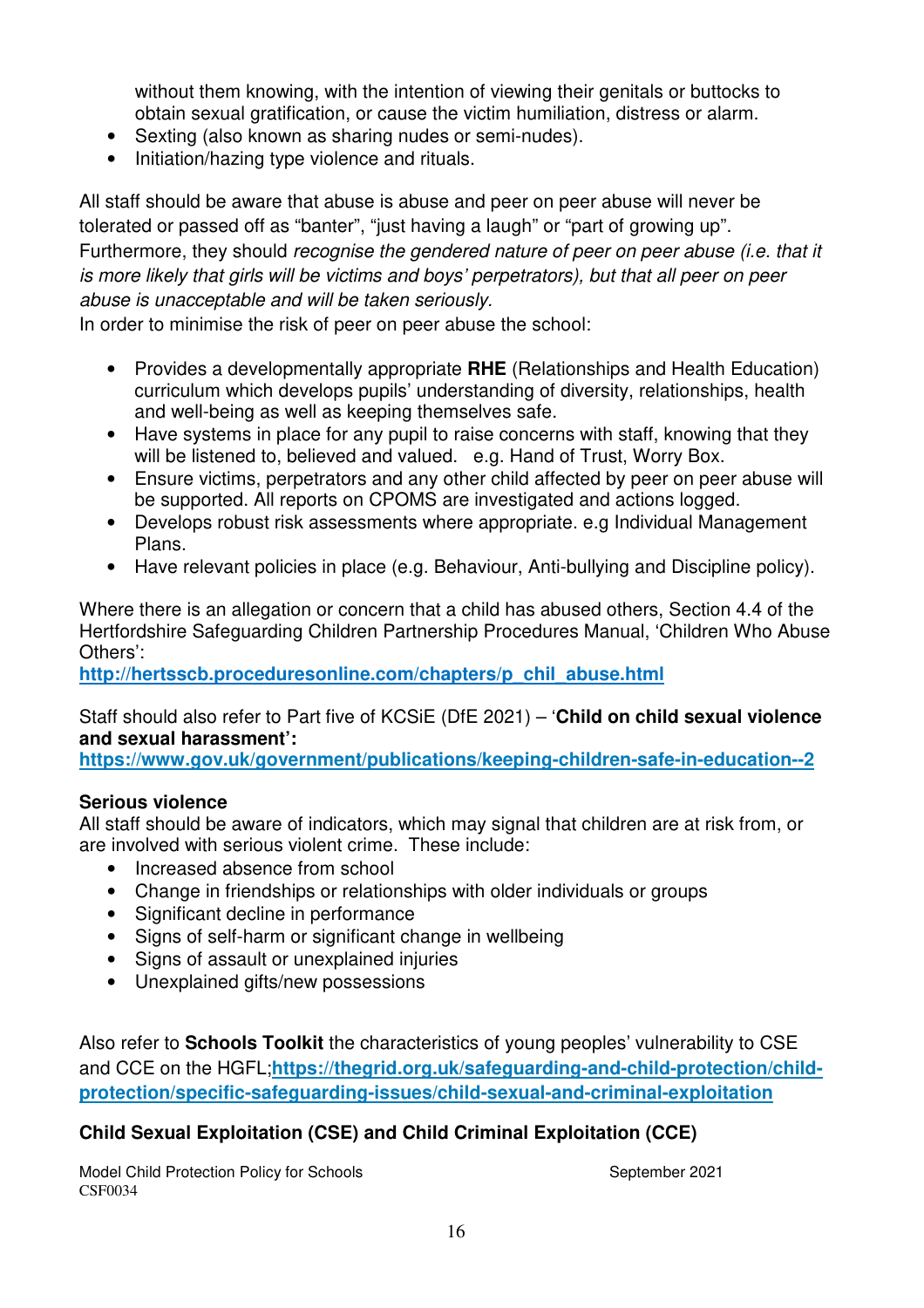without them knowing, with the intention of viewing their genitals or buttocks to obtain sexual gratification, or cause the victim humiliation, distress or alarm.
- Sexting (also known as sharing nudes or semi-nudes).
- Initiation/hazing type violence and rituals.

All staff should be aware that abuse is abuse and peer on peer abuse will never be tolerated or passed off as "banter", "just having a laugh" or "part of growing up". Furthermore, they should *recognise the gendered nature of peer on peer abuse (i.e. that it is more likely that girls will be victims and boys' perpetrators), but that all peer on peer abuse is unacceptable and will be taken seriously.*
In order to minimise the risk of peer on peer abuse the school:

- Provides a developmentally appropriate **RHE** (Relationships and Health Education) curriculum which develops pupils' understanding of diversity, relationships, health and well-being as well as keeping themselves safe.
- Have systems in place for any pupil to raise concerns with staff, knowing that they will be listened to, believed and valued. e.g. Hand of Trust, Worry Box.
- Ensure victims, perpetrators and any other child affected by peer on peer abuse will be supported. All reports on CPOMS are investigated and actions logged.
- Develops robust risk assessments where appropriate. e.g Individual Management Plans.
- Have relevant policies in place (e.g. Behaviour, Anti-bullying and Discipline policy).

Where there is an allegation or concern that a child has abused others, Section 4.4 of the Hertfordshire Safeguarding Children Partnership Procedures Manual, 'Children Who Abuse Others':
**http://hertsscb.proceduresonline.com/chapters/p_chil_abuse.html**

Staff should also refer to Part five of KCSiE (DfE 2021) – '**Child on child sexual violence and sexual harassment':**
**https://www.gov.uk/government/publications/keeping-children-safe-in-education--2**

**Serious violence**
All staff should be aware of indicators, which may signal that children are at risk from, or are involved with serious violent crime. These include:

- Increased absence from school
- Change in friendships or relationships with older individuals or groups
- Significant decline in performance
- Signs of self-harm or significant change in wellbeing
- Signs of assault or unexplained injuries
- Unexplained gifts/new possessions

Also refer to **Schools Toolkit** the characteristics of young peoples' vulnerability to CSE and CCE on the HGFL;**https://thegrid.org.uk/safeguarding-and-child-protection/child-protection/specific-safeguarding-issues/child-sexual-and-criminal-exploitation**

**Child Sexual Exploitation (CSE) and Child Criminal Exploitation (CCE)**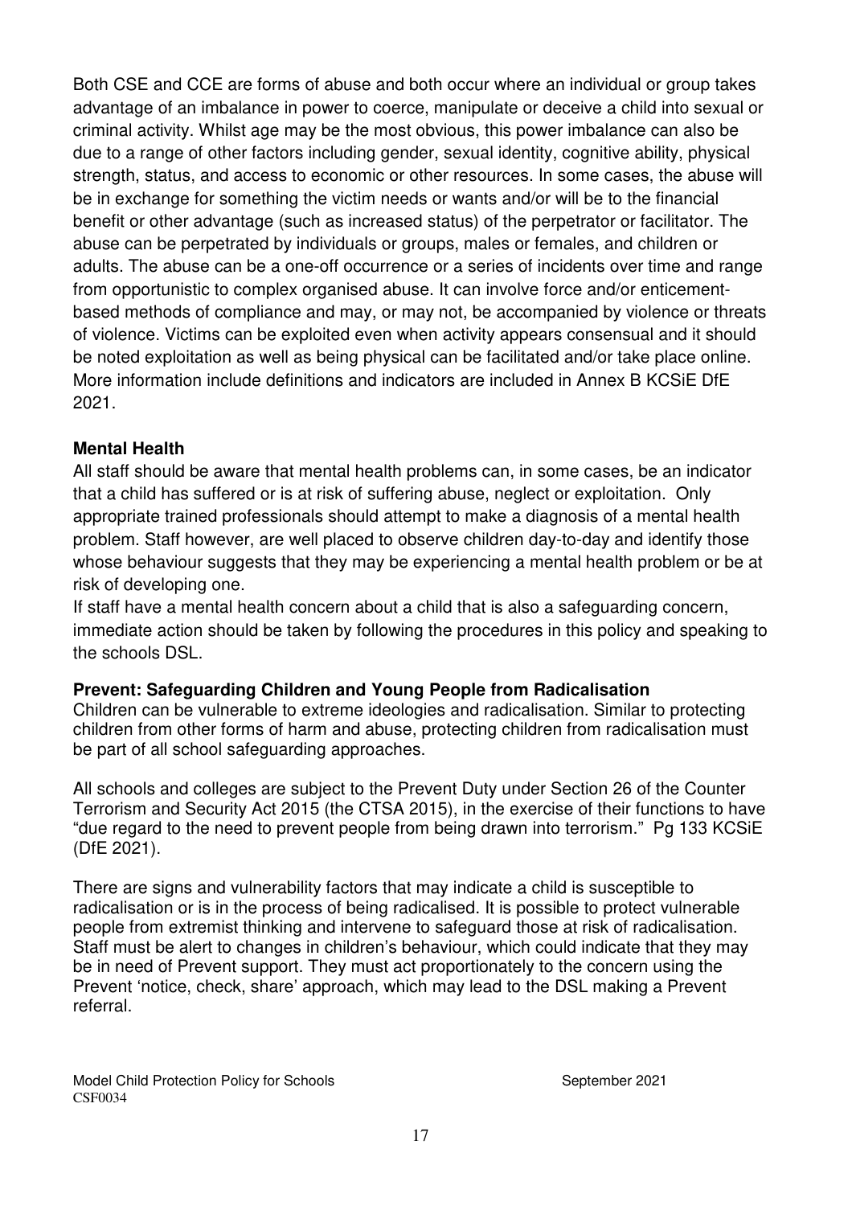Both CSE and CCE are forms of abuse and both occur where an individual or group takes advantage of an imbalance in power to coerce, manipulate or deceive a child into sexual or criminal activity. Whilst age may be the most obvious, this power imbalance can also be due to a range of other factors including gender, sexual identity, cognitive ability, physical strength, status, and access to economic or other resources. In some cases, the abuse will be in exchange for something the victim needs or wants and/or will be to the financial benefit or other advantage (such as increased status) of the perpetrator or facilitator. The abuse can be perpetrated by individuals or groups, males or females, and children or adults. The abuse can be a one-off occurrence or a series of incidents over time and range from opportunistic to complex organised abuse. It can involve force and/or enticement-based methods of compliance and may, or may not, be accompanied by violence or threats of violence. Victims can be exploited even when activity appears consensual and it should be noted exploitation as well as being physical can be facilitated and/or take place online. More information include definitions and indicators are included in Annex B KCSiE DfE 2021.

**Mental Health**

All staff should be aware that mental health problems can, in some cases, be an indicator that a child has suffered or is at risk of suffering abuse, neglect or exploitation. Only appropriate trained professionals should attempt to make a diagnosis of a mental health problem. Staff however, are well placed to observe children day-to-day and identify those whose behaviour suggests that they may be experiencing a mental health problem or be at risk of developing one.

If staff have a mental health concern about a child that is also a safeguarding concern, immediate action should be taken by following the procedures in this policy and speaking to the schools DSL.

**Prevent: Safeguarding Children and Young People from Radicalisation**

Children can be vulnerable to extreme ideologies and radicalisation. Similar to protecting children from other forms of harm and abuse, protecting children from radicalisation must be part of all school safeguarding approaches.

All schools and colleges are subject to the Prevent Duty under Section 26 of the Counter Terrorism and Security Act 2015 (the CTSA 2015), in the exercise of their functions to have "due regard to the need to prevent people from being drawn into terrorism." Pg 133 KCSiE (DfE 2021).

There are signs and vulnerability factors that may indicate a child is susceptible to radicalisation or is in the process of being radicalised. It is possible to protect vulnerable people from extremist thinking and intervene to safeguard those at risk of radicalisation. Staff must be alert to changes in children's behaviour, which could indicate that they may be in need of Prevent support. They must act proportionately to the concern using the Prevent 'notice, check, share' approach, which may lead to the DSL making a Prevent referral.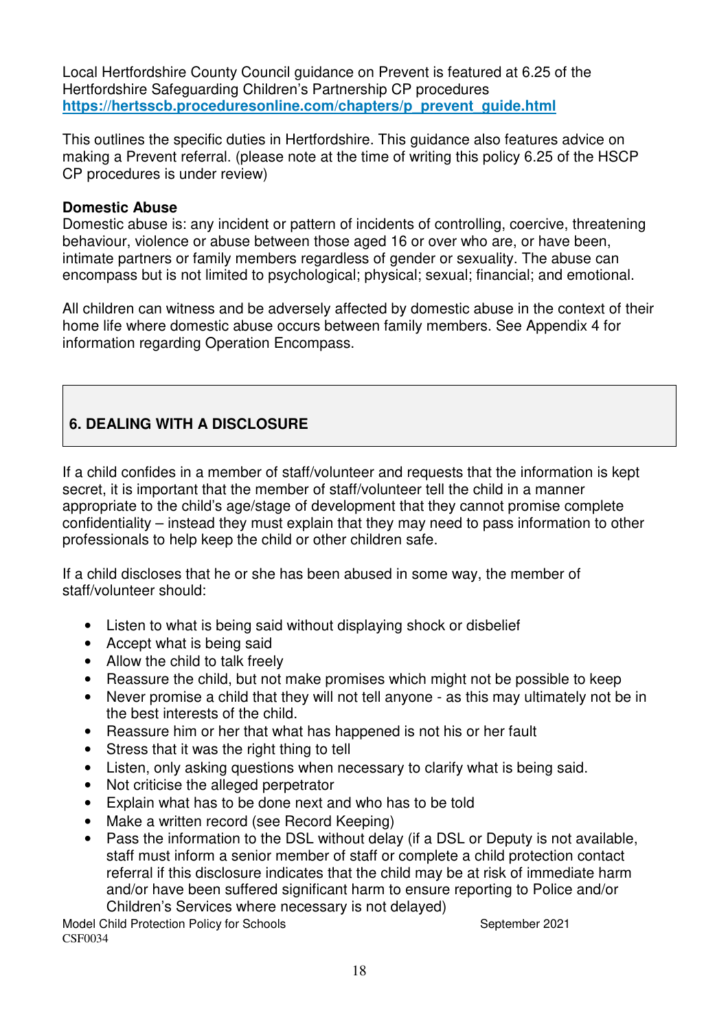Local Hertfordshire County Council guidance on Prevent is featured at 6.25 of the Hertfordshire Safeguarding Children's Partnership CP procedures **https://hertsscb.proceduresonline.com/chapters/p_prevent_guide.html**

This outlines the specific duties in Hertfordshire. This guidance also features advice on making a Prevent referral. (please note at the time of writing this policy 6.25 of the HSCP CP procedures is under review)

**Domestic Abuse**

Domestic abuse is: any incident or pattern of incidents of controlling, coercive, threatening behaviour, violence or abuse between those aged 16 or over who are, or have been, intimate partners or family members regardless of gender or sexuality. The abuse can encompass but is not limited to psychological; physical; sexual; financial; and emotional.

All children can witness and be adversely affected by domestic abuse in the context of their home life where domestic abuse occurs between family members. See Appendix 4 for information regarding Operation Encompass.

## 6. DEALING WITH A DISCLOSURE

If a child confides in a member of staff/volunteer and requests that the information is kept secret, it is important that the member of staff/volunteer tell the child in a manner appropriate to the child's age/stage of development that they cannot promise complete confidentiality – instead they must explain that they may need to pass information to other professionals to help keep the child or other children safe.

If a child discloses that he or she has been abused in some way, the member of staff/volunteer should:

- Listen to what is being said without displaying shock or disbelief
- Accept what is being said
- Allow the child to talk freely
- Reassure the child, but not make promises which might not be possible to keep
- Never promise a child that they will not tell anyone - as this may ultimately not be in the best interests of the child.
- Reassure him or her that what has happened is not his or her fault
- Stress that it was the right thing to tell
- Listen, only asking questions when necessary to clarify what is being said.
- Not criticise the alleged perpetrator
- Explain what has to be done next and who has to be told
- Make a written record (see Record Keeping)
- Pass the information to the DSL without delay (if a DSL or Deputy is not available, staff must inform a senior member of staff or complete a child protection contact referral if this disclosure indicates that the child may be at risk of immediate harm and/or have been suffered significant harm to ensure reporting to Police and/or Children's Services where necessary is not delayed)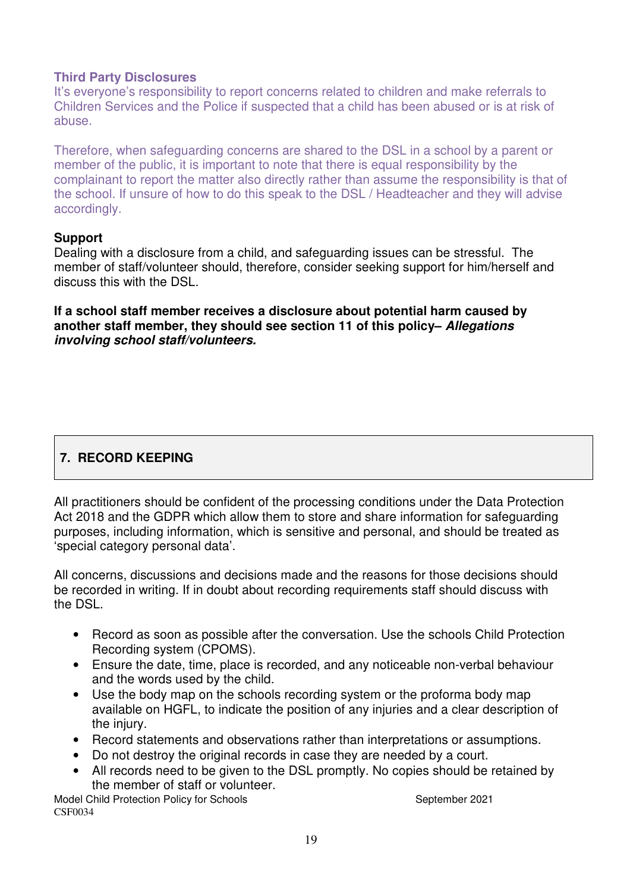### Third Party Disclosures

It's everyone's responsibility to report concerns related to children and make referrals to Children Services and the Police if suspected that a child has been abused or is at risk of abuse.

Therefore, when safeguarding concerns are shared to the DSL in a school by a parent or member of the public, it is important to note that there is equal responsibility by the complainant to report the matter also directly rather than assume the responsibility is that of the school. If unsure of how to do this speak to the DSL / Headteacher and they will advise accordingly.

### Support

Dealing with a disclosure from a child, and safeguarding issues can be stressful. The member of staff/volunteer should, therefore, consider seeking support for him/herself and discuss this with the DSL.

**If a school staff member receives a disclosure about potential harm caused by another staff member, they should see section 11 of this policy– *Allegations involving school staff/volunteers.***

## 7. RECORD KEEPING

All practitioners should be confident of the processing conditions under the Data Protection Act 2018 and the GDPR which allow them to store and share information for safeguarding purposes, including information, which is sensitive and personal, and should be treated as 'special category personal data'.

All concerns, discussions and decisions made and the reasons for those decisions should be recorded in writing. If in doubt about recording requirements staff should discuss with the DSL.

- Record as soon as possible after the conversation. Use the schools Child Protection Recording system (CPOMS).
- Ensure the date, time, place is recorded, and any noticeable non-verbal behaviour and the words used by the child.
- Use the body map on the schools recording system or the proforma body map available on HGFL, to indicate the position of any injuries and a clear description of the injury.
- Record statements and observations rather than interpretations or assumptions.
- Do not destroy the original records in case they are needed by a court.
- All records need to be given to the DSL promptly. No copies should be retained by the member of staff or volunteer.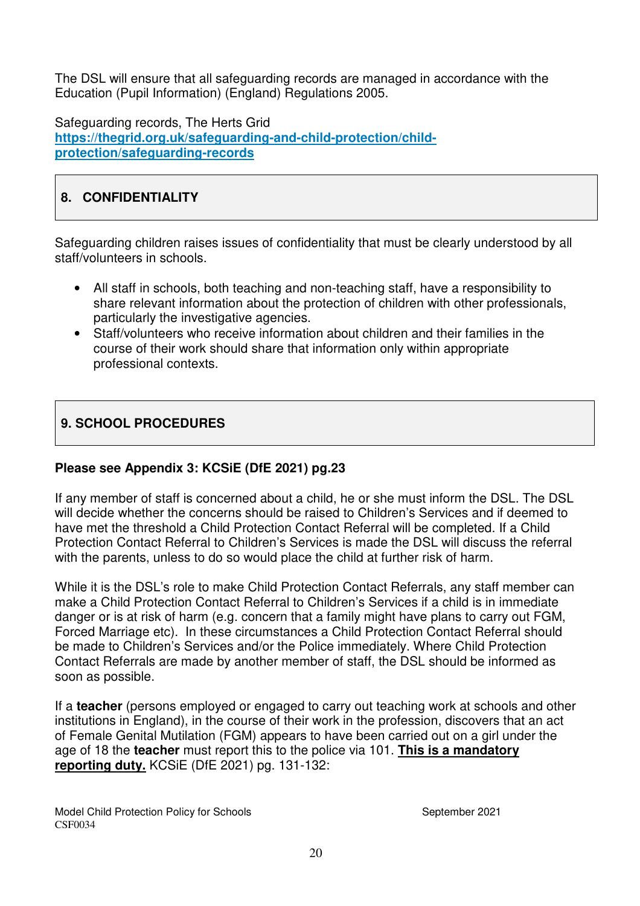The DSL will ensure that all safeguarding records are managed in accordance with the Education (Pupil Information) (England) Regulations 2005.

Safeguarding records, The Herts Grid
**[https://thegrid.org.uk/safeguarding-and-child-protection/child-protection/safeguarding-records](https://thegrid.org.uk/safeguarding-and-child-protection/child-protection/safeguarding-records)**

## 8. CONFIDENTIALITY

Safeguarding children raises issues of confidentiality that must be clearly understood by all staff/volunteers in schools.

- All staff in schools, both teaching and non-teaching staff, have a responsibility to share relevant information about the protection of children with other professionals, particularly the investigative agencies.
- Staff/volunteers who receive information about children and their families in the course of their work should share that information only within appropriate professional contexts.

## 9. SCHOOL PROCEDURES

**Please see Appendix 3: KCSiE (DfE 2021) pg.23**

If any member of staff is concerned about a child, he or she must inform the DSL. The DSL will decide whether the concerns should be raised to Children's Services and if deemed to have met the threshold a Child Protection Contact Referral will be completed. If a Child Protection Contact Referral to Children's Services is made the DSL will discuss the referral with the parents, unless to do so would place the child at further risk of harm.

While it is the DSL's role to make Child Protection Contact Referrals, any staff member can make a Child Protection Contact Referral to Children's Services if a child is in immediate danger or is at risk of harm (e.g. concern that a family might have plans to carry out FGM, Forced Marriage etc). In these circumstances a Child Protection Contact Referral should be made to Children's Services and/or the Police immediately. Where Child Protection Contact Referrals are made by another member of staff, the DSL should be informed as soon as possible.

If a **teacher** (persons employed or engaged to carry out teaching work at schools and other institutions in England), in the course of their work in the profession, discovers that an act of Female Genital Mutilation (FGM) appears to have been carried out on a girl under the age of 18 the **teacher** must report this to the police via 101. **<u>This is a mandatory reporting duty.</u>** KCSiE (DfE 2021) pg. 131-132: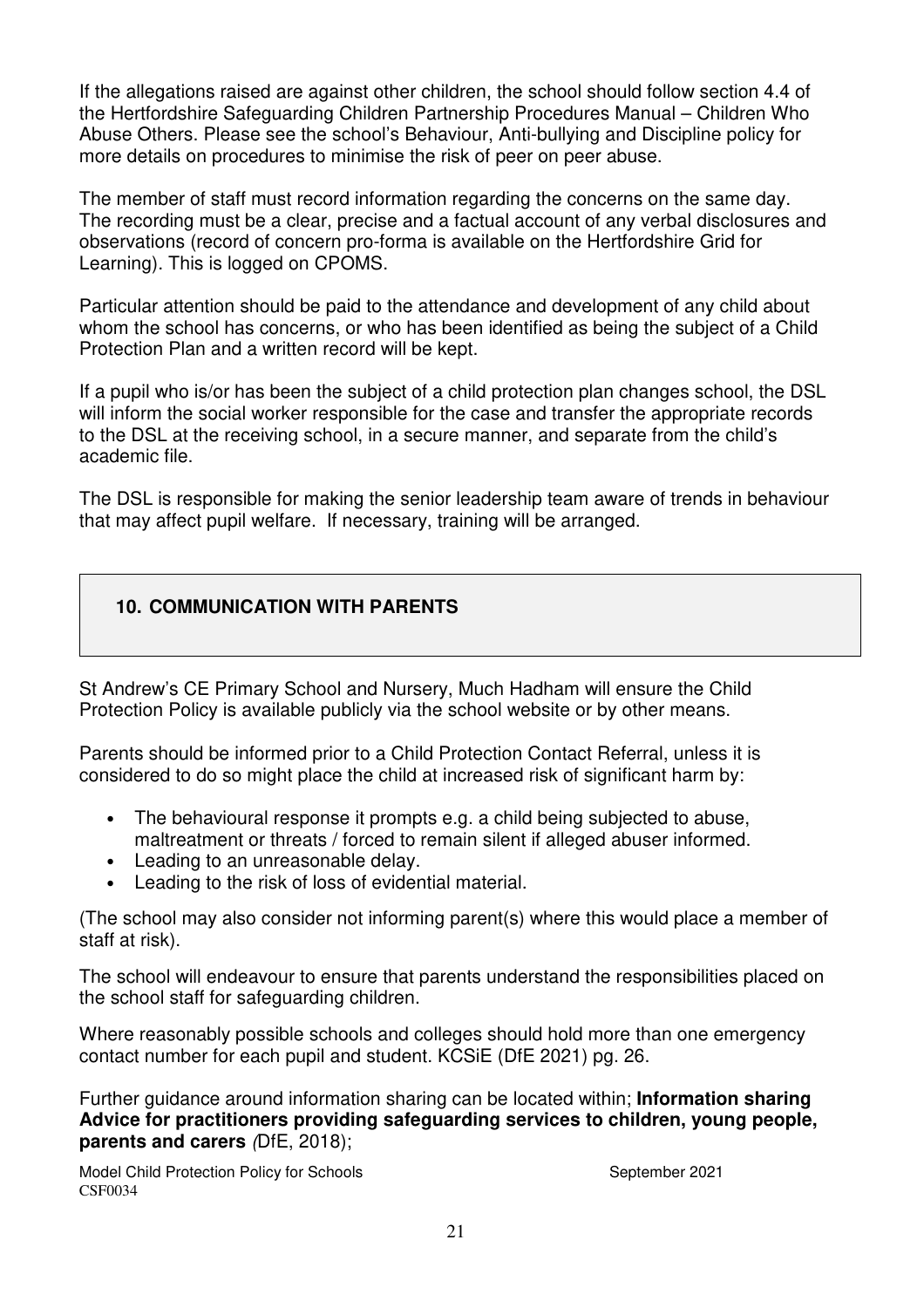If the allegations raised are against other children, the school should follow section 4.4 of the Hertfordshire Safeguarding Children Partnership Procedures Manual – Children Who Abuse Others. Please see the school's Behaviour, Anti-bullying and Discipline policy for more details on procedures to minimise the risk of peer on peer abuse.

The member of staff must record information regarding the concerns on the same day. The recording must be a clear, precise and a factual account of any verbal disclosures and observations (record of concern pro-forma is available on the Hertfordshire Grid for Learning). This is logged on CPOMS.

Particular attention should be paid to the attendance and development of any child about whom the school has concerns, or who has been identified as being the subject of a Child Protection Plan and a written record will be kept.

If a pupil who is/or has been the subject of a child protection plan changes school, the DSL will inform the social worker responsible for the case and transfer the appropriate records to the DSL at the receiving school, in a secure manner, and separate from the child's academic file.

The DSL is responsible for making the senior leadership team aware of trends in behaviour that may affect pupil welfare. If necessary, training will be arranged.

## 10. COMMUNICATION WITH PARENTS

St Andrew's CE Primary School and Nursery, Much Hadham will ensure the Child Protection Policy is available publicly via the school website or by other means.

Parents should be informed prior to a Child Protection Contact Referral, unless it is considered to do so might place the child at increased risk of significant harm by:

- The behavioural response it prompts e.g. a child being subjected to abuse, maltreatment or threats / forced to remain silent if alleged abuser informed.
- Leading to an unreasonable delay.
- Leading to the risk of loss of evidential material.

(The school may also consider not informing parent(s) where this would place a member of staff at risk).

The school will endeavour to ensure that parents understand the responsibilities placed on the school staff for safeguarding children.

Where reasonably possible schools and colleges should hold more than one emergency contact number for each pupil and student. KCSiE (DfE 2021) pg. 26.

Further guidance around information sharing can be located within; **Information sharing Advice for practitioners providing safeguarding services to children, young people, parents and carers** *(*DfE, 2018);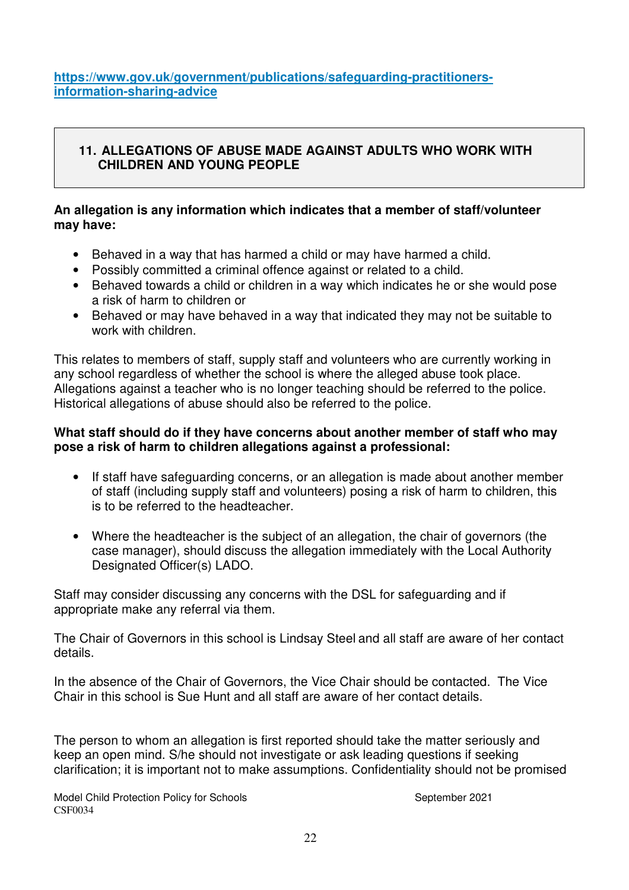[https://www.gov.uk/government/publications/safeguarding-practitioners-information-sharing-advice](https://www.gov.uk/government/publications/safeguarding-practitioners-information-sharing-advice)

## 11. ALLEGATIONS OF ABUSE MADE AGAINST ADULTS WHO WORK WITH CHILDREN AND YOUNG PEOPLE

**An allegation is any information which indicates that a member of staff/volunteer may have:**

- Behaved in a way that has harmed a child or may have harmed a child.
- Possibly committed a criminal offence against or related to a child.
- Behaved towards a child or children in a way which indicates he or she would pose a risk of harm to children or
- Behaved or may have behaved in a way that indicated they may not be suitable to work with children.

This relates to members of staff, supply staff and volunteers who are currently working in any school regardless of whether the school is where the alleged abuse took place. Allegations against a teacher who is no longer teaching should be referred to the police. Historical allegations of abuse should also be referred to the police.

**What staff should do if they have concerns about another member of staff who may pose a risk of harm to children allegations against a professional:**

- If staff have safeguarding concerns, or an allegation is made about another member of staff (including supply staff and volunteers) posing a risk of harm to children, this is to be referred to the headteacher.
- Where the headteacher is the subject of an allegation, the chair of governors (the case manager), should discuss the allegation immediately with the Local Authority Designated Officer(s) LADO.

Staff may consider discussing any concerns with the DSL for safeguarding and if appropriate make any referral via them.

The Chair of Governors in this school is Lindsay Steel and all staff are aware of her contact details.

In the absence of the Chair of Governors, the Vice Chair should be contacted. The Vice Chair in this school is Sue Hunt and all staff are aware of her contact details.

The person to whom an allegation is first reported should take the matter seriously and keep an open mind. S/he should not investigate or ask leading questions if seeking clarification; it is important not to make assumptions. Confidentiality should not be promised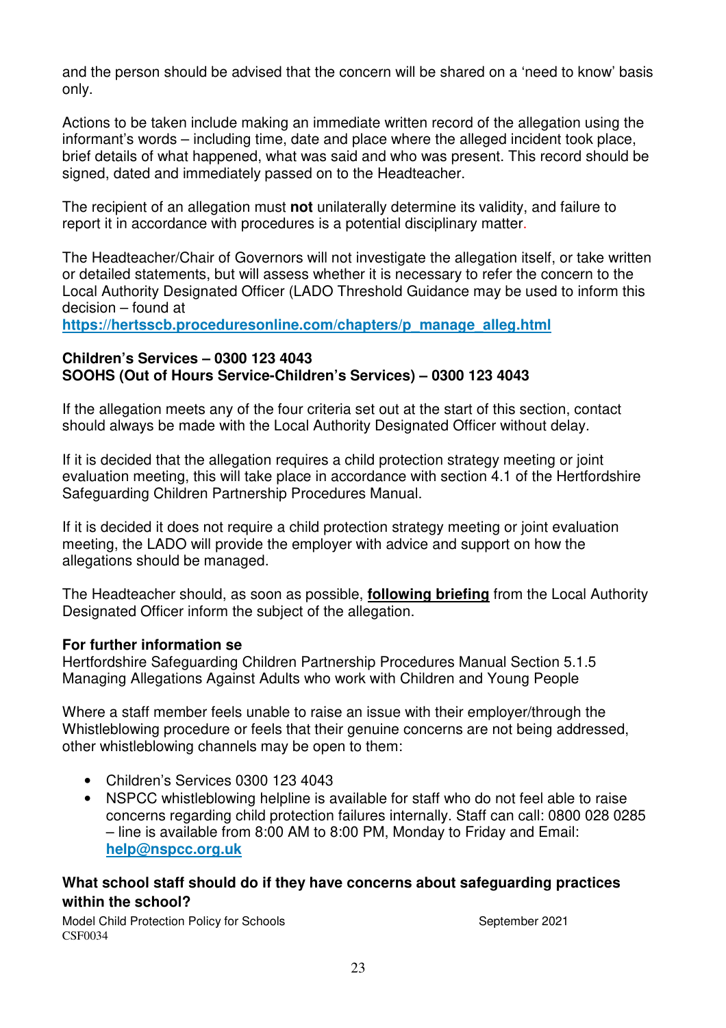and the person should be advised that the concern will be shared on a 'need to know' basis only.

Actions to be taken include making an immediate written record of the allegation using the informant's words – including time, date and place where the alleged incident took place, brief details of what happened, what was said and who was present. This record should be signed, dated and immediately passed on to the Headteacher.

The recipient of an allegation must **not** unilaterally determine its validity, and failure to report it in accordance with procedures is a potential disciplinary matter.

The Headteacher/Chair of Governors will not investigate the allegation itself, or take written or detailed statements, but will assess whether it is necessary to refer the concern to the Local Authority Designated Officer (LADO Threshold Guidance may be used to inform this decision – found at
**https://hertsscb.proceduresonline.com/chapters/p_manage_alleg.html**

**Children's Services – 0300 123 4043**
**SOOHS (Out of Hours Service-Children's Services) – 0300 123 4043**

If the allegation meets any of the four criteria set out at the start of this section, contact should always be made with the Local Authority Designated Officer without delay.

If it is decided that the allegation requires a child protection strategy meeting or joint evaluation meeting, this will take place in accordance with section 4.1 of the Hertfordshire Safeguarding Children Partnership Procedures Manual.

If it is decided it does not require a child protection strategy meeting or joint evaluation meeting, the LADO will provide the employer with advice and support on how the allegations should be managed.

The Headteacher should, as soon as possible, **following briefing** from the Local Authority Designated Officer inform the subject of the allegation.

**For further information se**
Hertfordshire Safeguarding Children Partnership Procedures Manual Section 5.1.5 Managing Allegations Against Adults who work with Children and Young People

Where a staff member feels unable to raise an issue with their employer/through the Whistleblowing procedure or feels that their genuine concerns are not being addressed, other whistleblowing channels may be open to them:

- Children's Services 0300 123 4043
- NSPCC whistleblowing helpline is available for staff who do not feel able to raise concerns regarding child protection failures internally. Staff can call: 0800 028 0285 – line is available from 8:00 AM to 8:00 PM, Monday to Friday and Email: **help@nspcc.org.uk**

**What school staff should do if they have concerns about safeguarding practices within the school?**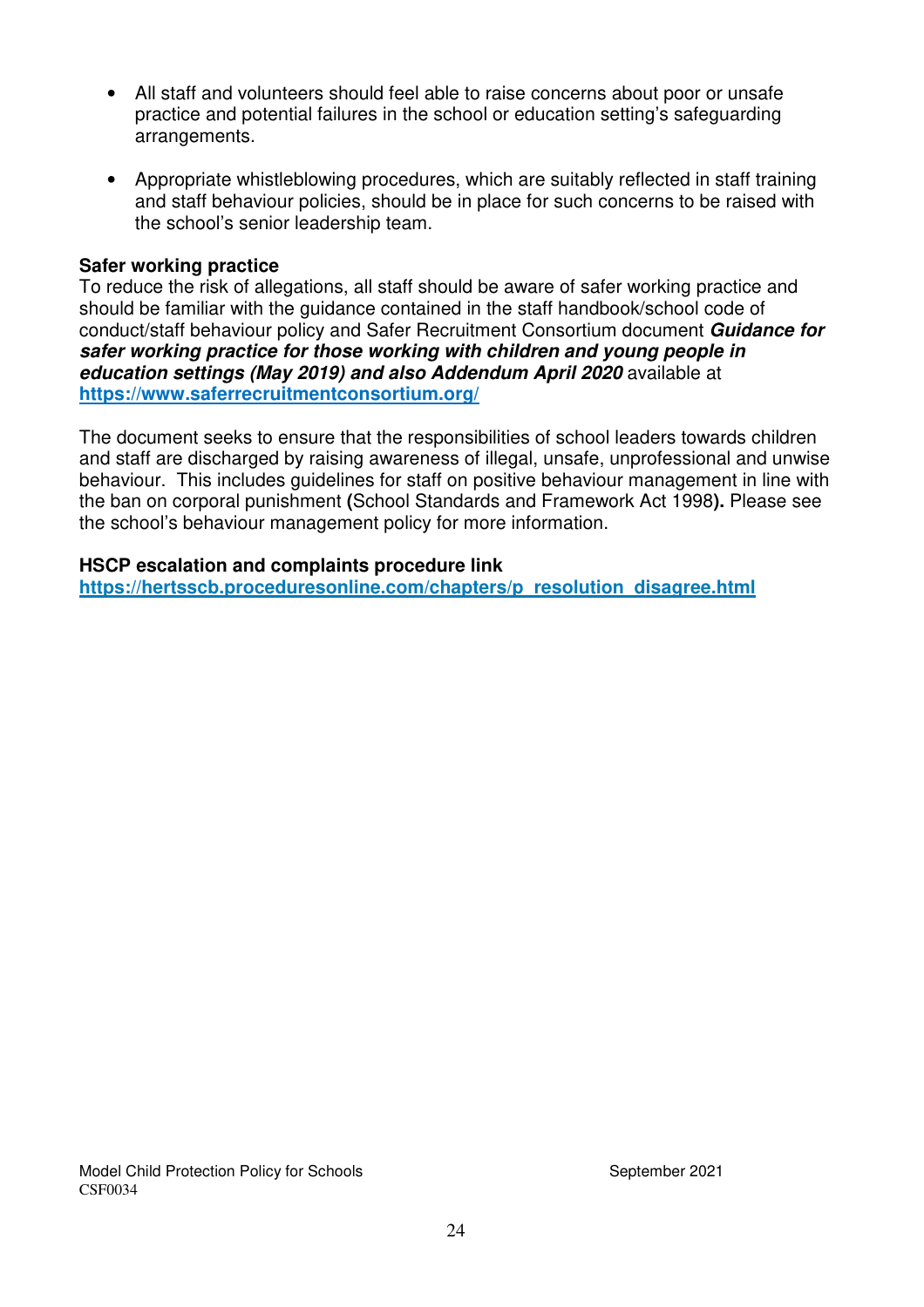- All staff and volunteers should feel able to raise concerns about poor or unsafe practice and potential failures in the school or education setting's safeguarding arrangements.

- Appropriate whistleblowing procedures, which are suitably reflected in staff training and staff behaviour policies, should be in place for such concerns to be raised with the school's senior leadership team.

**Safer working practice**

To reduce the risk of allegations, all staff should be aware of safer working practice and should be familiar with the guidance contained in the staff handbook/school code of conduct/staff behaviour policy and Safer Recruitment Consortium document ***Guidance for safer working practice for those working with children and young people in education settings (May 2019) and also Addendum April 2020*** available at **https://www.saferrecruitmentconsortium.org/**

The document seeks to ensure that the responsibilities of school leaders towards children and staff are discharged by raising awareness of illegal, unsafe, unprofessional and unwise behaviour. This includes guidelines for staff on positive behaviour management in line with the ban on corporal punishment **(**School Standards and Framework Act 1998**).** Please see the school's behaviour management policy for more information.

**HSCP escalation and complaints procedure link**

**https://hertsscb.proceduresonline.com/chapters/p_resolution_disagree.html**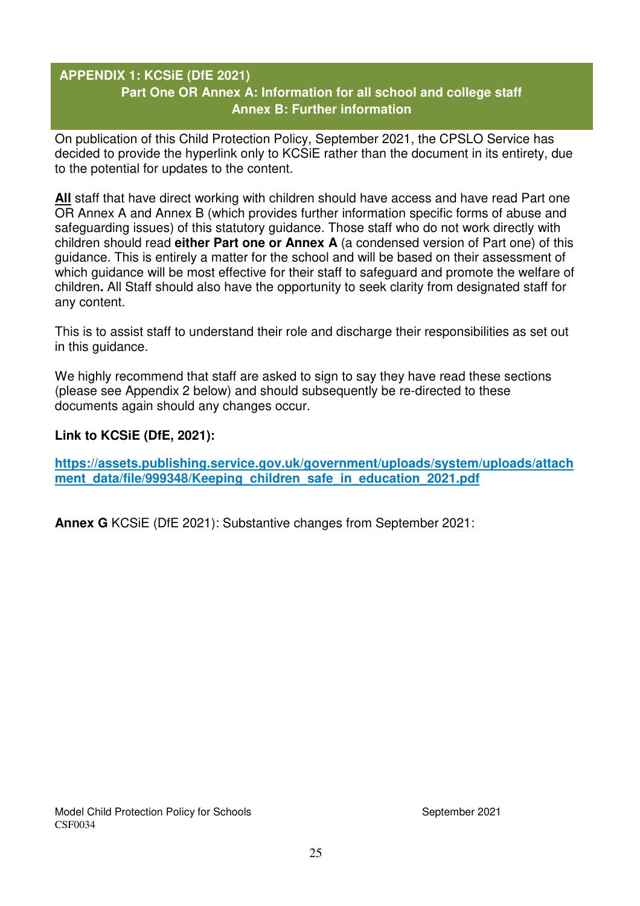## APPENDIX 1: KCSiE (DfE 2021)

### Part One OR Annex A: Information for all school and college staff

### Annex B: Further information

On publication of this Child Protection Policy, September 2021, the CPSLO Service has decided to provide the hyperlink only to KCSiE rather than the document in its entirety, due to the potential for updates to the content.

**All** staff that have direct working with children should have access and have read Part one OR Annex A and Annex B (which provides further information specific forms of abuse and safeguarding issues) of this statutory guidance. Those staff who do not work directly with children should read **either Part one or Annex A** (a condensed version of Part one) of this guidance. This is entirely a matter for the school and will be based on their assessment of which guidance will be most effective for their staff to safeguard and promote the welfare of children**.** All Staff should also have the opportunity to seek clarity from designated staff for any content.

This is to assist staff to understand their role and discharge their responsibilities as set out in this guidance.

We highly recommend that staff are asked to sign to say they have read these sections (please see Appendix 2 below) and should subsequently be re-directed to these documents again should any changes occur.

**Link to KCSiE (DfE, 2021):**

**https://assets.publishing.service.gov.uk/government/uploads/system/uploads/attachment_data/file/999348/Keeping_children_safe_in_education_2021.pdf**

**Annex G** KCSiE (DfE 2021): Substantive changes from September 2021: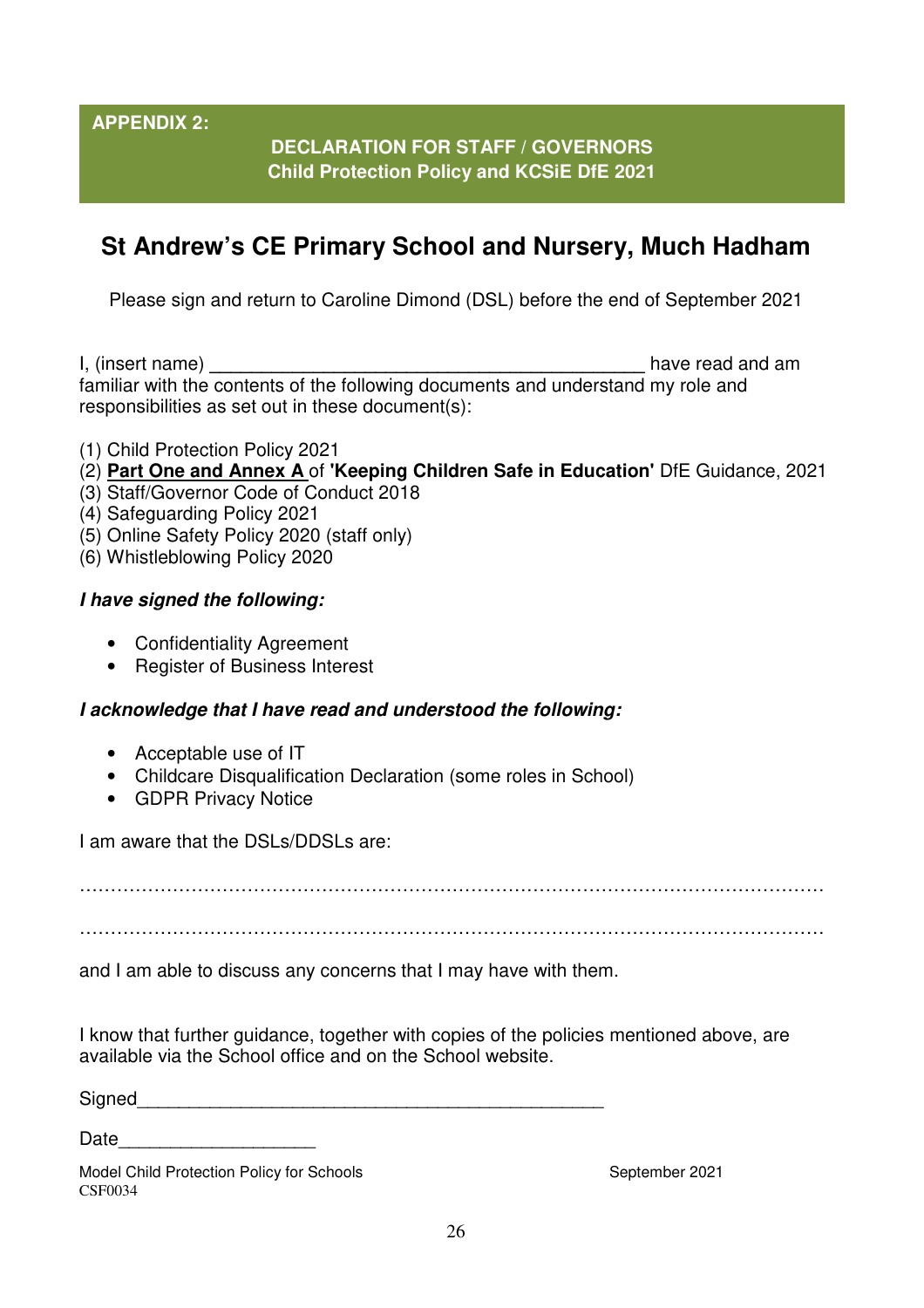**APPENDIX 2:**

**DECLARATION FOR STAFF / GOVERNORS**
**Child Protection Policy and KCSiE DfE 2021**

# St Andrew's CE Primary School and Nursery, Much Hadham

Please sign and return to Caroline Dimond (DSL) before the end of September 2021

I, (insert name) ___________________________________________ have read and am familiar with the contents of the following documents and understand my role and responsibilities as set out in these document(s):

(1) Child Protection Policy 2021
(2) **Part One and Annex A** of **'Keeping Children Safe in Education'** DfE Guidance, 2021
(3) Staff/Governor Code of Conduct 2018
(4) Safeguarding Policy 2021
(5) Online Safety Policy 2020 (staff only)
(6) Whistleblowing Policy 2020

***I have signed the following:***

- Confidentiality Agreement
- Register of Business Interest

***I acknowledge that I have read and understood the following:***

- Acceptable use of IT
- Childcare Disqualification Declaration (some roles in School)
- GDPR Privacy Notice

I am aware that the DSLs/DDSLs are:

……………………………………………………………………………………………………

……………………………………………………………………………………………………

and I am able to discuss any concerns that I may have with them.

I know that further guidance, together with copies of the policies mentioned above, are available via the School office and on the School website.

Signed_______________________________________________

Date___________________

Model Child Protection Policy for Schools September 2021
CSF0034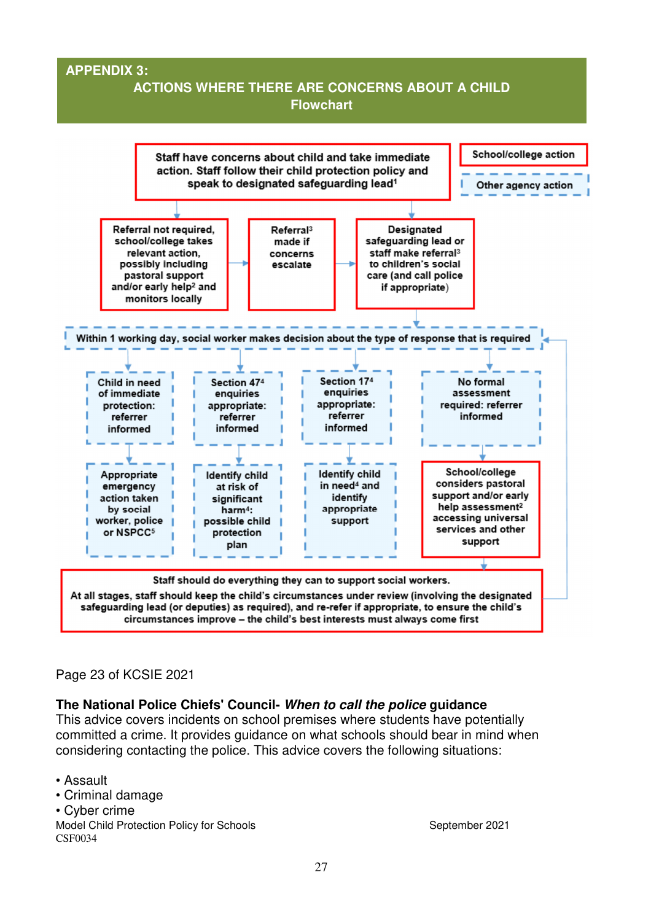## APPENDIX 3:
## ACTIONS WHERE THERE ARE CONCERNS ABOUT A CHILD
### Flowchart

School/college action

Other agency action

Staff have concerns about child and take immediate action. Staff follow their child protection policy and speak to designated safeguarding lead[1]

Referral not required, school/college takes relevant action, possibly including pastoral support and/or early help[2] and monitors locally

Referral[3] made if concerns escalate

Designated safeguarding lead or staff make referral[3] to children's social care (and call police if appropriate)

Within 1 working day, social worker makes decision about the type of response that is required

Child in need of immediate protection: referrer informed

Appropriate emergency action taken by social worker, police or NSPCC[5]

Section 47[4] enquiries appropriate: referrer informed

Identify child at risk of significant harm[4]: possible child protection plan

Section 17[4] enquiries appropriate: referrer informed

Identify child in need[4] and identify appropriate support

No formal assessment required: referrer informed

School/college considers pastoral support and/or early help assessment[2] accessing universal services and other support

Staff should do everything they can to support social workers.

At all stages, staff should keep the child's circumstances under review (involving the designated safeguarding lead (or deputies) as required), and re-refer if appropriate, to ensure the child's circumstances improve – the child's best interests must always come first

Page 23 of KCSIE 2021

**The National Police Chiefs' Council-** ***When to call the police*** **guidance**
This advice covers incidents on school premises where students have potentially committed a crime. It provides guidance on what schools should bear in mind when considering contacting the police. This advice covers the following situations:

- Assault
- Criminal damage
- Cyber crime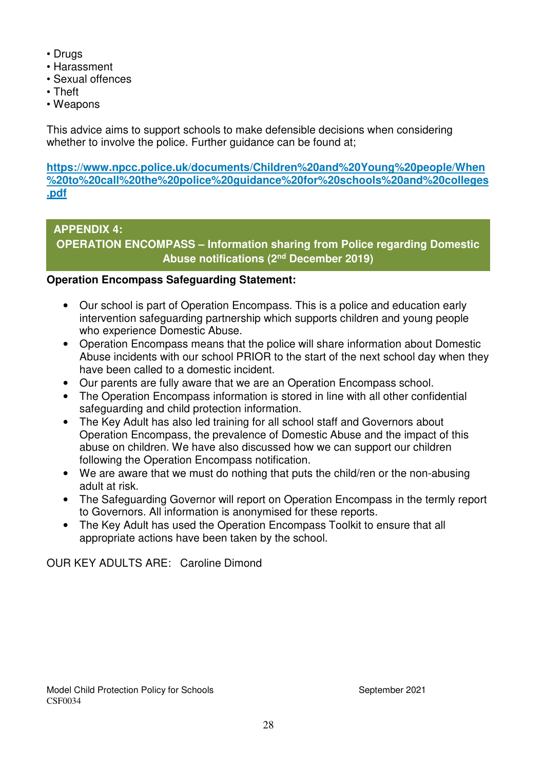- Drugs
- Harassment
- Sexual offences
- Theft
- Weapons

This advice aims to support schools to make defensible decisions when considering whether to involve the police. Further guidance can be found at;

**https://www.npcc.police.uk/documents/Children%20and%20Young%20people/When%20to%20call%20the%20police%20guidance%20for%20schools%20and%20colleges.pdf**

## APPENDIX 4: OPERATION ENCOMPASS – Information sharing from Police regarding Domestic Abuse notifications (2nd December 2019)

**Operation Encompass Safeguarding Statement:**

- Our school is part of Operation Encompass. This is a police and education early intervention safeguarding partnership which supports children and young people who experience Domestic Abuse.
- Operation Encompass means that the police will share information about Domestic Abuse incidents with our school PRIOR to the start of the next school day when they have been called to a domestic incident.
- Our parents are fully aware that we are an Operation Encompass school.
- The Operation Encompass information is stored in line with all other confidential safeguarding and child protection information.
- The Key Adult has also led training for all school staff and Governors about Operation Encompass, the prevalence of Domestic Abuse and the impact of this abuse on children. We have also discussed how we can support our children following the Operation Encompass notification.
- We are aware that we must do nothing that puts the child/ren or the non-abusing adult at risk.
- The Safeguarding Governor will report on Operation Encompass in the termly report to Governors. All information is anonymised for these reports.
- The Key Adult has used the Operation Encompass Toolkit to ensure that all appropriate actions have been taken by the school.

OUR KEY ADULTS ARE: Caroline Dimond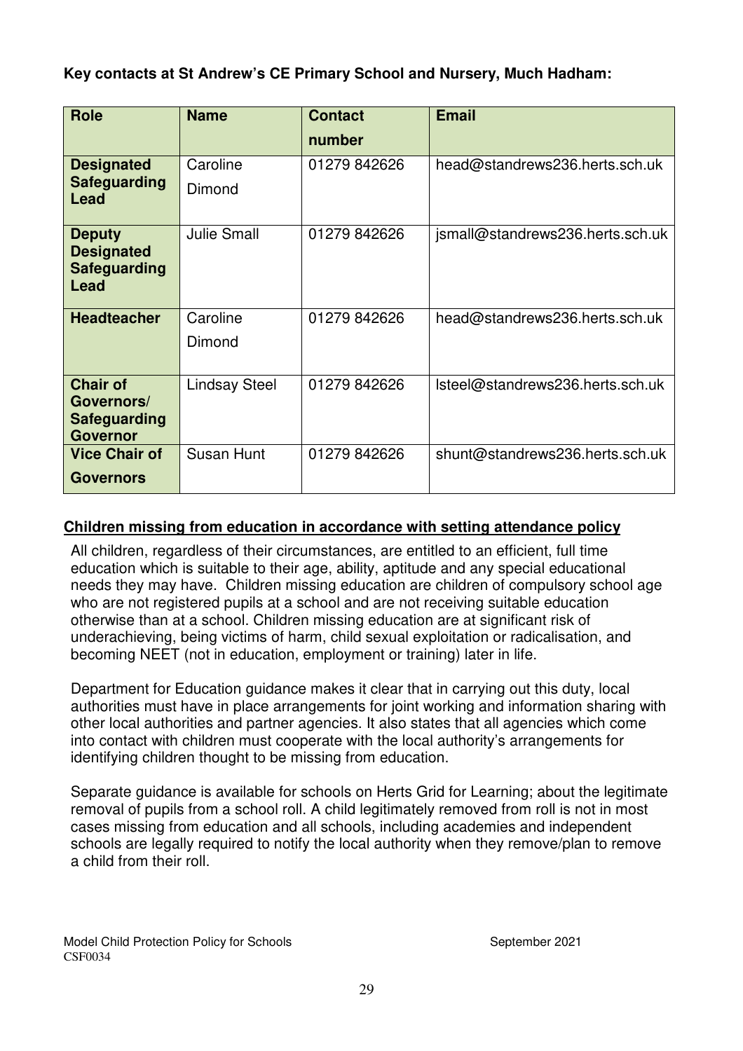**Key contacts at St Andrew's CE Primary School and Nursery, Much Hadham:**

| Role | Name | Contact number | Email |
|---|---|---|---|
| **Designated Safeguarding Lead** | Caroline Dimond | 01279 842626 | head@standrews236.herts.sch.uk |
| **Deputy Designated Safeguarding Lead** | Julie Small | 01279 842626 | jsmall@standrews236.herts.sch.uk |
| **Headteacher** | Caroline Dimond | 01279 842626 | head@standrews236.herts.sch.uk |
| **Chair of Governors/ Safeguarding Governor** | Lindsay Steel | 01279 842626 | lsteel@standrews236.herts.sch.uk |
| **Vice Chair of Governors** | Susan Hunt | 01279 842626 | shunt@standrews236.herts.sch.uk |

**Children missing from education in accordance with setting attendance policy**

All children, regardless of their circumstances, are entitled to an efficient, full time education which is suitable to their age, ability, aptitude and any special educational needs they may have. Children missing education are children of compulsory school age who are not registered pupils at a school and are not receiving suitable education otherwise than at a school. Children missing education are at significant risk of underachieving, being victims of harm, child sexual exploitation or radicalisation, and becoming NEET (not in education, employment or training) later in life.

Department for Education guidance makes it clear that in carrying out this duty, local authorities must have in place arrangements for joint working and information sharing with other local authorities and partner agencies. It also states that all agencies which come into contact with children must cooperate with the local authority's arrangements for identifying children thought to be missing from education.

Separate guidance is available for schools on Herts Grid for Learning; about the legitimate removal of pupils from a school roll. A child legitimately removed from roll is not in most cases missing from education and all schools, including academies and independent schools are legally required to notify the local authority when they remove/plan to remove a child from their roll.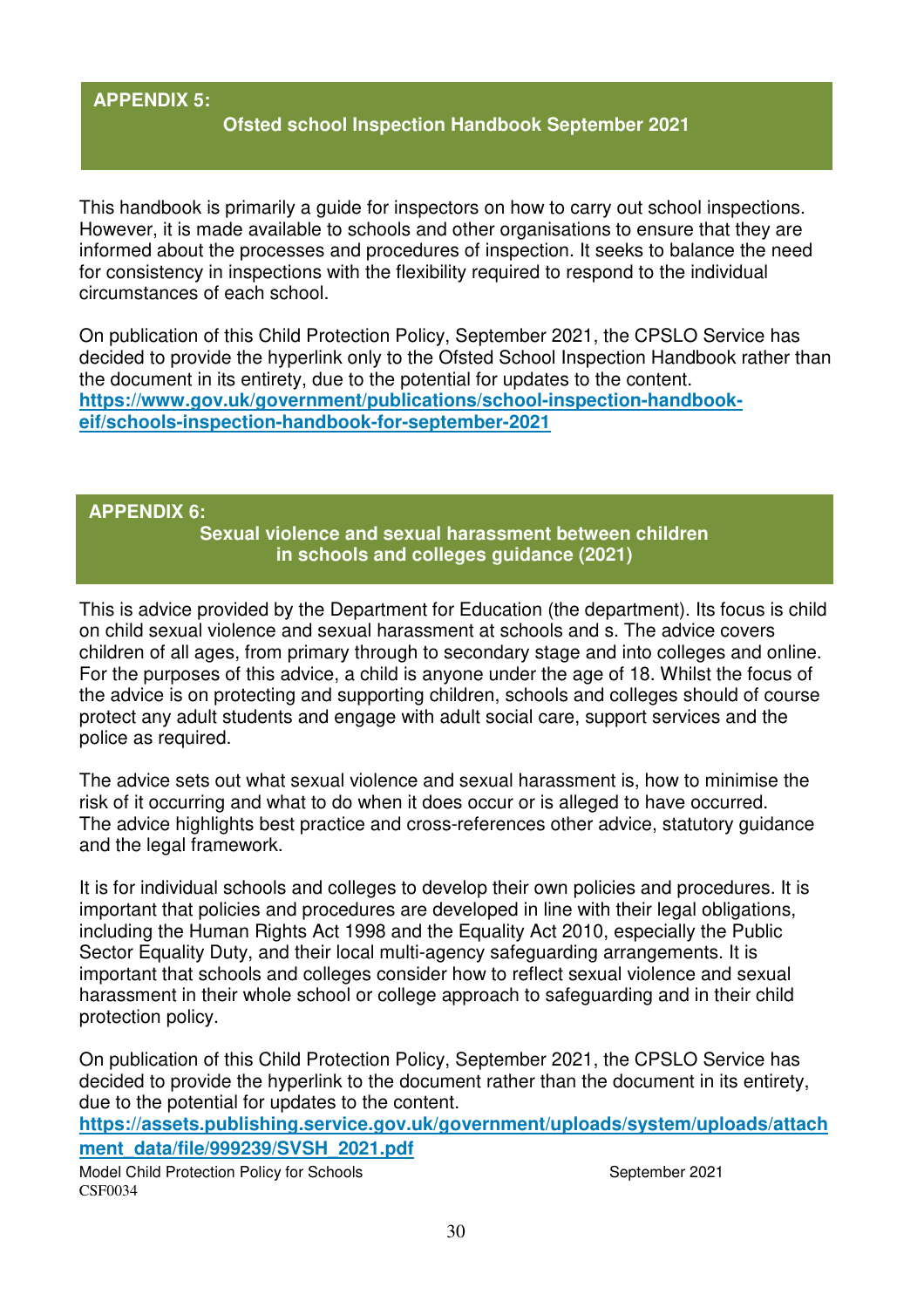## APPENDIX 5:

### Ofsted school Inspection Handbook September 2021

This handbook is primarily a guide for inspectors on how to carry out school inspections. However, it is made available to schools and other organisations to ensure that they are informed about the processes and procedures of inspection. It seeks to balance the need for consistency in inspections with the flexibility required to respond to the individual circumstances of each school.

On publication of this Child Protection Policy, September 2021, the CPSLO Service has decided to provide the hyperlink only to the Ofsted School Inspection Handbook rather than the document in its entirety, due to the potential for updates to the content.
**https://www.gov.uk/government/publications/school-inspection-handbook-eif/schools-inspection-handbook-for-september-2021**

## APPENDIX 6:

### Sexual violence and sexual harassment between children in schools and colleges guidance (2021)

This is advice provided by the Department for Education (the department). Its focus is child on child sexual violence and sexual harassment at schools and s. The advice covers children of all ages, from primary through to secondary stage and into colleges and online. For the purposes of this advice, a child is anyone under the age of 18. Whilst the focus of the advice is on protecting and supporting children, schools and colleges should of course protect any adult students and engage with adult social care, support services and the police as required.

The advice sets out what sexual violence and sexual harassment is, how to minimise the risk of it occurring and what to do when it does occur or is alleged to have occurred. The advice highlights best practice and cross-references other advice, statutory guidance and the legal framework.

It is for individual schools and colleges to develop their own policies and procedures. It is important that policies and procedures are developed in line with their legal obligations, including the Human Rights Act 1998 and the Equality Act 2010, especially the Public Sector Equality Duty, and their local multi-agency safeguarding arrangements. It is important that schools and colleges consider how to reflect sexual violence and sexual harassment in their whole school or college approach to safeguarding and in their child protection policy.

On publication of this Child Protection Policy, September 2021, the CPSLO Service has decided to provide the hyperlink to the document rather than the document in its entirety, due to the potential for updates to the content.
**https://assets.publishing.service.gov.uk/government/uploads/system/uploads/attachment_data/file/999239/SVSH_2021.pdf**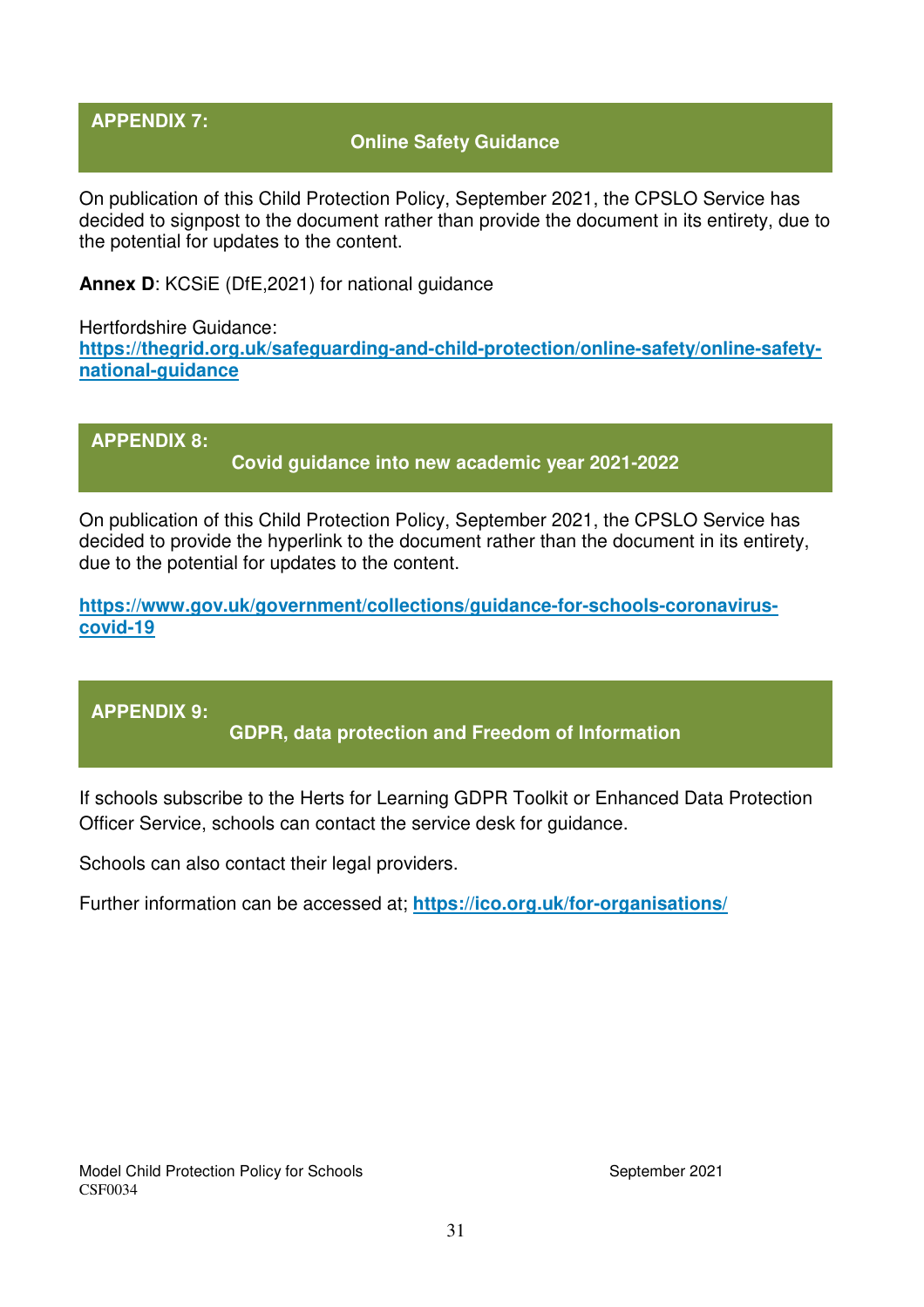## APPENDIX 7: Online Safety Guidance

On publication of this Child Protection Policy, September 2021, the CPSLO Service has decided to signpost to the document rather than provide the document in its entirety, due to the potential for updates to the content.

**Annex D**: KCSiE (DfE,2021) for national guidance

Hertfordshire Guidance:
**https://thegrid.org.uk/safeguarding-and-child-protection/online-safety/online-safety-national-guidance**

## APPENDIX 8: Covid guidance into new academic year 2021-2022

On publication of this Child Protection Policy, September 2021, the CPSLO Service has decided to provide the hyperlink to the document rather than the document in its entirety, due to the potential for updates to the content.

**https://www.gov.uk/government/collections/guidance-for-schools-coronavirus-covid-19**

## APPENDIX 9: GDPR, data protection and Freedom of Information

If schools subscribe to the Herts for Learning GDPR Toolkit or Enhanced Data Protection Officer Service, schools can contact the service desk for guidance.

Schools can also contact their legal providers.

Further information can be accessed at; **https://ico.org.uk/for-organisations/**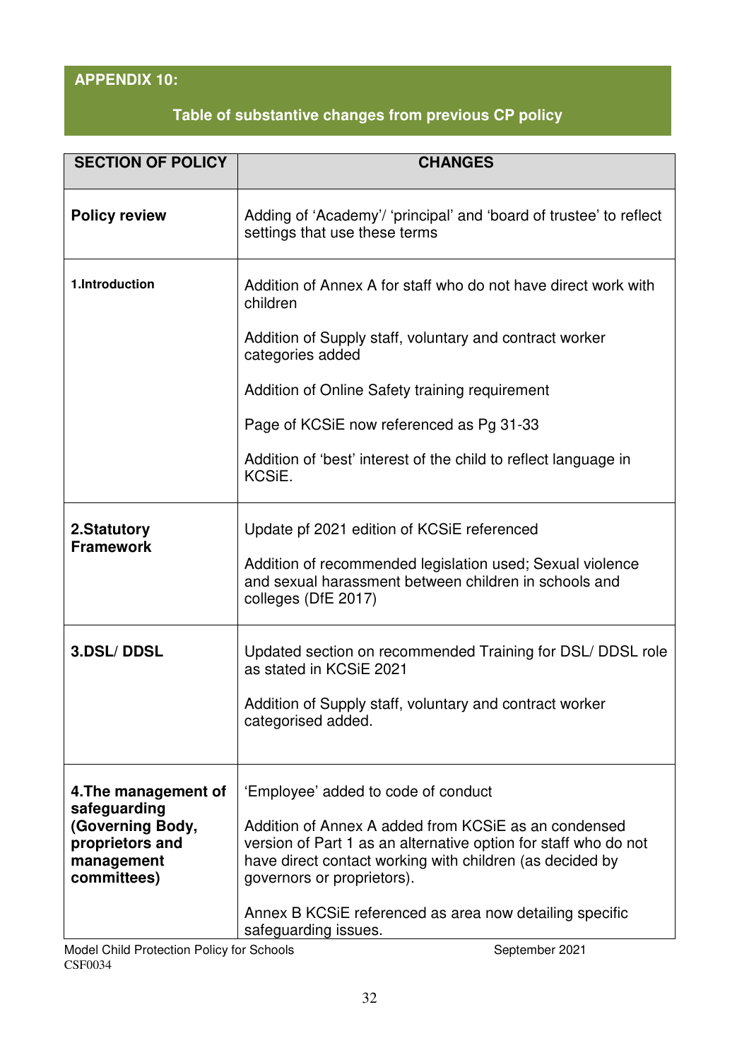## APPENDIX 10:

### Table of substantive changes from previous CP policy

| SECTION OF POLICY | CHANGES |
|---|---|
| **Policy review** | Adding of 'Academy'/ 'principal' and 'board of trustee' to reflect settings that use these terms |
| **1.Introduction** | Addition of Annex A for staff who do not have direct work with children<br><br>Addition of Supply staff, voluntary and contract worker categories added<br><br>Addition of Online Safety training requirement<br><br>Page of KCSiE now referenced as Pg 31-33<br><br>Addition of 'best' interest of the child to reflect language in KCSiE. |
| **2.Statutory Framework** | Update pf 2021 edition of KCSiE referenced<br><br>Addition of recommended legislation used; Sexual violence and sexual harassment between children in schools and colleges (DfE 2017) |
| **3.DSL/ DDSL** | Updated section on recommended Training for DSL/ DDSL role as stated in KCSiE 2021<br><br>Addition of Supply staff, voluntary and contract worker categorised added. |
| **4.The management of safeguarding (Governing Body, proprietors and management committees)** | 'Employee' added to code of conduct<br><br>Addition of Annex A added from KCSiE as an condensed version of Part 1 as an alternative option for staff who do not have direct contact working with children (as decided by governors or proprietors).<br><br>Annex B KCSiE referenced as area now detailing specific safeguarding issues. |

Model Child Protection Policy for Schools September 2021
CSF0034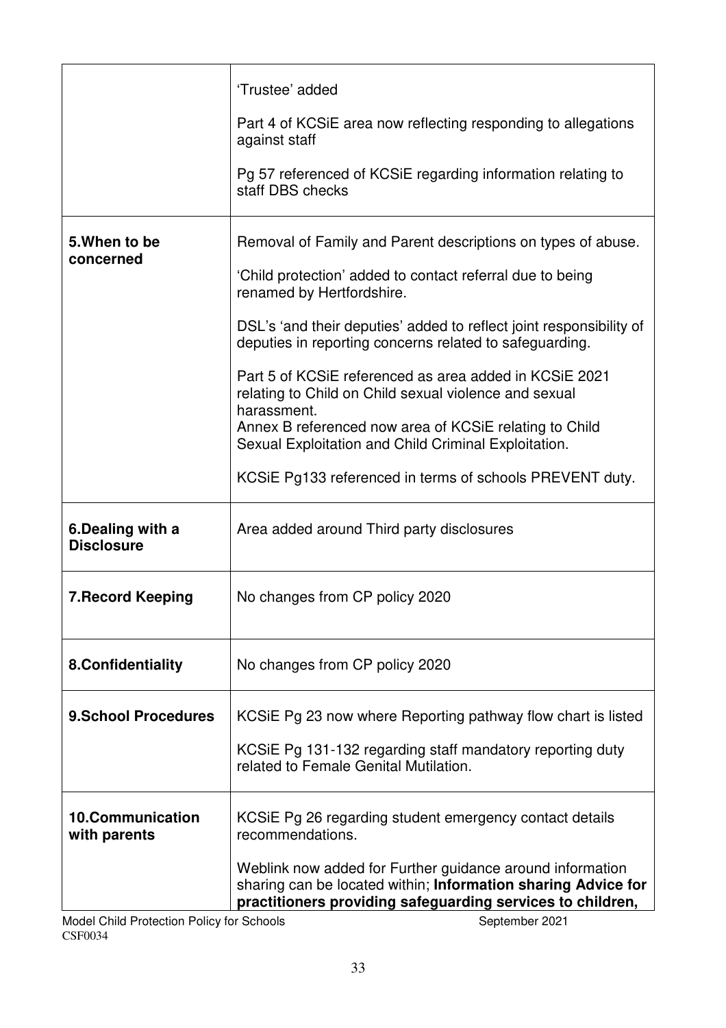| | |
|---|---|
| | 'Trustee' added<br><br>Part 4 of KCSiE area now reflecting responding to allegations against staff<br><br>Pg 57 referenced of KCSiE regarding information relating to staff DBS checks |
| **5.When to be concerned** | Removal of Family and Parent descriptions on types of abuse.<br><br>'Child protection' added to contact referral due to being renamed by Hertfordshire.<br><br>DSL's 'and their deputies' added to reflect joint responsibility of deputies in reporting concerns related to safeguarding.<br><br>Part 5 of KCSiE referenced as area added in KCSiE 2021 relating to Child on Child sexual violence and sexual harassment.<br>Annex B referenced now area of KCSiE relating to Child Sexual Exploitation and Child Criminal Exploitation.<br><br>KCSiE Pg133 referenced in terms of schools PREVENT duty. |
| **6.Dealing with a Disclosure** | Area added around Third party disclosures |
| **7.Record Keeping** | No changes from CP policy 2020 |
| **8.Confidentiality** | No changes from CP policy 2020 |
| **9.School Procedures** | KCSiE Pg 23 now where Reporting pathway flow chart is listed<br><br>KCSiE Pg 131-132 regarding staff mandatory reporting duty related to Female Genital Mutilation. |
| **10.Communication with parents** | KCSiE Pg 26 regarding student emergency contact details recommendations.<br><br>Weblink now added for Further guidance around information sharing can be located within; **Information sharing Advice for practitioners providing safeguarding services to children,** |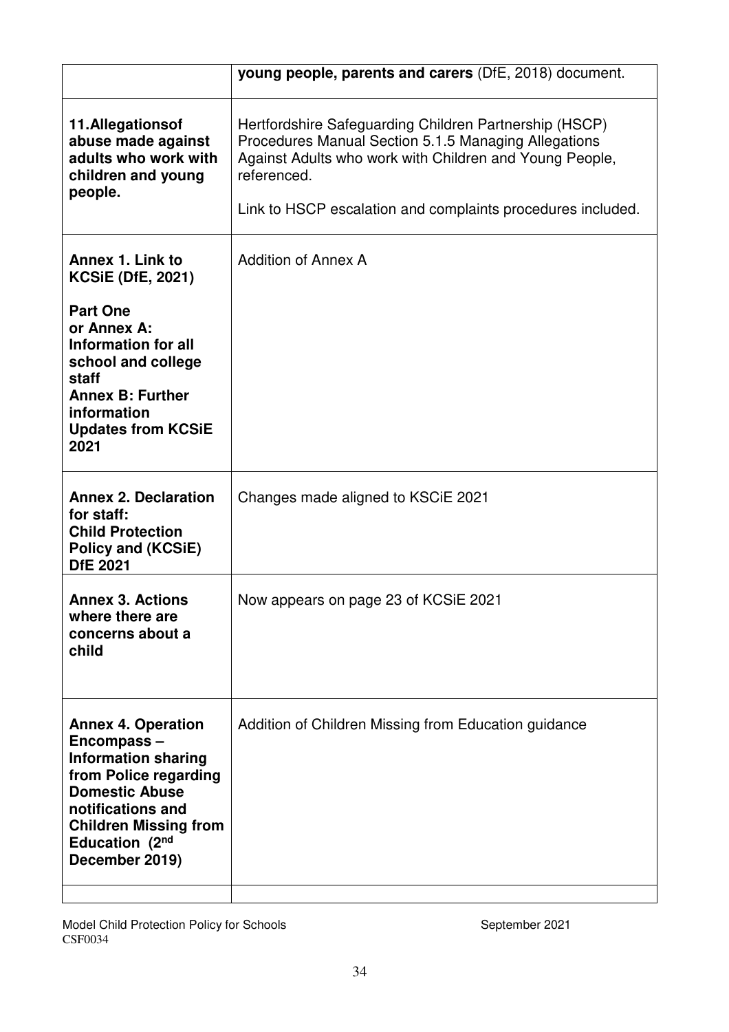| | |
|---|---|
| | **young people, parents and carers** (DfE, 2018) document. |
| **11.Allegationsof abuse made against adults who work with children and young people.** | Hertfordshire Safeguarding Children Partnership (HSCP) Procedures Manual Section 5.1.5 Managing Allegations Against Adults who work with Children and Young People, referenced.<br><br>Link to HSCP escalation and complaints procedures included. |
| **Annex 1. Link to KCSiE (DfE, 2021)**<br><br>**Part One or Annex A: Information for all school and college staff**<br>**Annex B: Further information**<br>**Updates from KCSiE 2021** | Addition of Annex A |
| **Annex 2. Declaration for staff: Child Protection Policy and (KCSiE) DfE 2021** | Changes made aligned to KSCiE 2021 |
| **Annex 3. Actions where there are concerns about a child** | Now appears on page 23 of KCSiE 2021 |
| **Annex 4. Operation Encompass – Information sharing from Police regarding Domestic Abuse notifications and Children Missing from Education (2nd December 2019)** | Addition of Children Missing from Education guidance |
| | |

Model Child Protection Policy for Schools September 2021
CSF0034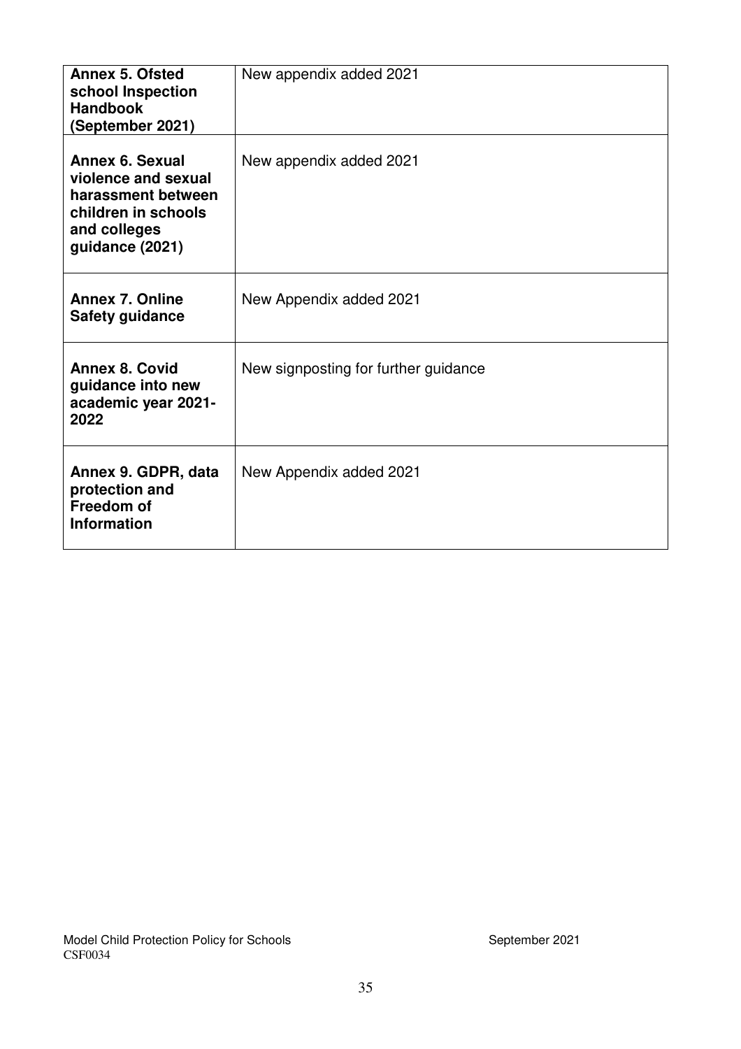| | |
|---|---|
| **Annex 5. Ofsted school Inspection Handbook (September 2021)** | New appendix added 2021 |
| **Annex 6. Sexual violence and sexual harassment between children in schools and colleges guidance (2021)** | New appendix added 2021 |
| **Annex 7. Online Safety guidance** | New Appendix added 2021 |
| **Annex 8. Covid guidance into new academic year 2021-2022** | New signposting for further guidance |
| **Annex 9. GDPR, data protection and Freedom of Information** | New Appendix added 2021 |